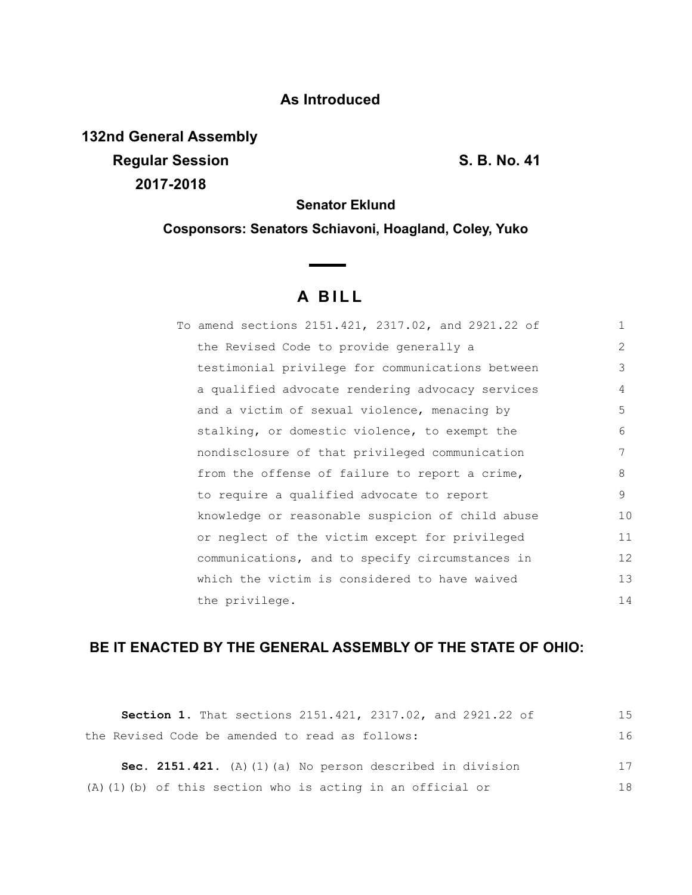**As Introduced**

**132nd General Assembly**
**Regular Session** **S. B. No. 41**
**2017-2018**

**Senator Eklund**

**Cosponsors: Senators Schiavoni, Hoagland, Coley, Yuko**

# A BILL

To amend sections 2151.421, 2317.02, and 2921.22 of the Revised Code to provide generally a testimonial privilege for communications between a qualified advocate rendering advocacy services and a victim of sexual violence, menacing by stalking, or domestic violence, to exempt the nondisclosure of that privileged communication from the offense of failure to report a crime, to require a qualified advocate to report knowledge or reasonable suspicion of child abuse or neglect of the victim except for privileged communications, and to specify circumstances in which the victim is considered to have waived the privilege.

## BE IT ENACTED BY THE GENERAL ASSEMBLY OF THE STATE OF OHIO:

**Section 1.** That sections 2151.421, 2317.02, and 2921.22 of the Revised Code be amended to read as follows:

**Sec. 2151.421.** (A)(1)(a) No person described in division (A)(1)(b) of this section who is acting in an official or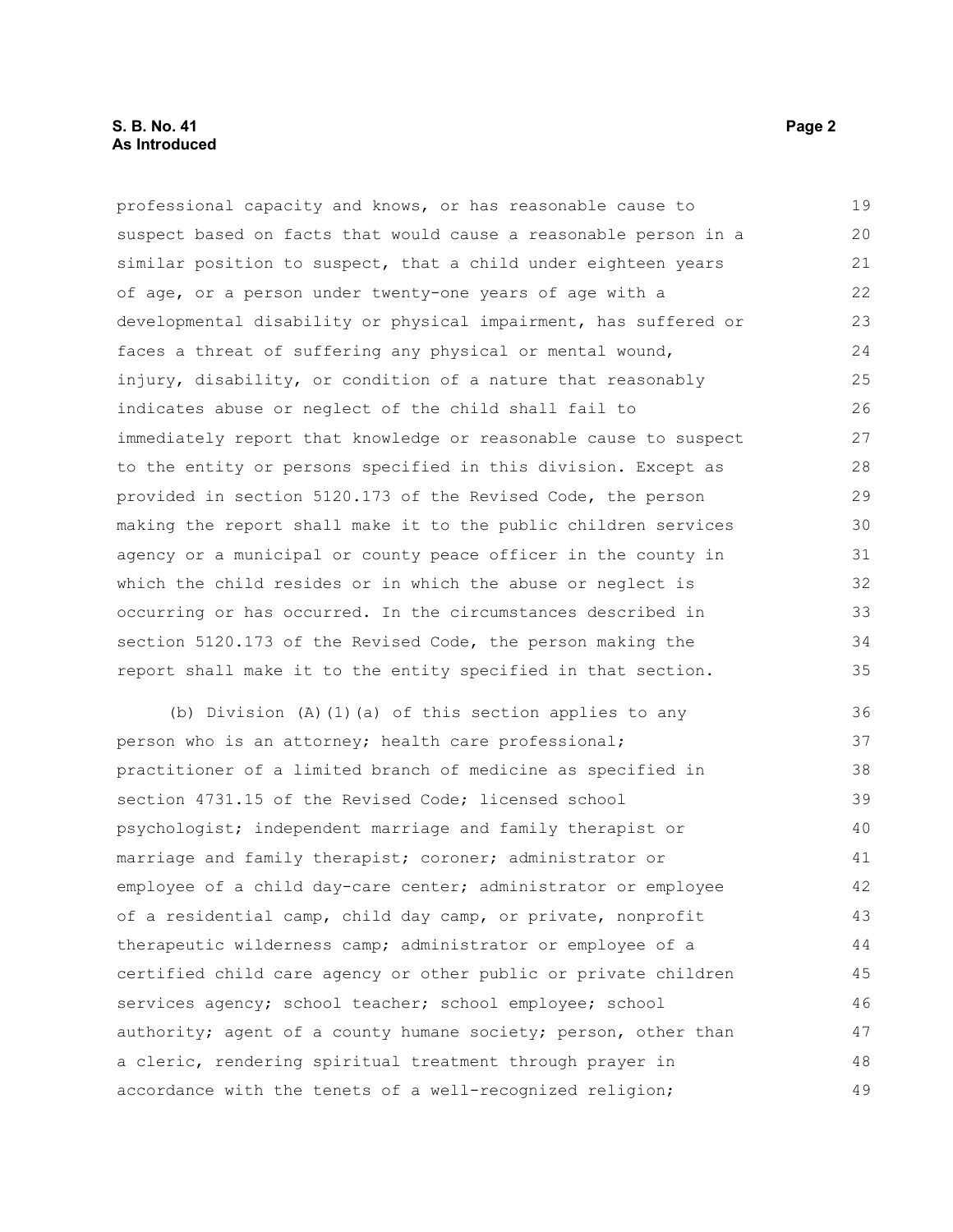professional capacity and knows, or has reasonable cause to suspect based on facts that would cause a reasonable person in a similar position to suspect, that a child under eighteen years of age, or a person under twenty-one years of age with a developmental disability or physical impairment, has suffered or faces a threat of suffering any physical or mental wound, injury, disability, or condition of a nature that reasonably indicates abuse or neglect of the child shall fail to immediately report that knowledge or reasonable cause to suspect to the entity or persons specified in this division. Except as provided in section 5120.173 of the Revised Code, the person making the report shall make it to the public children services agency or a municipal or county peace officer in the county in which the child resides or in which the abuse or neglect is occurring or has occurred. In the circumstances described in section 5120.173 of the Revised Code, the person making the report shall make it to the entity specified in that section.

(b) Division (A)(1)(a) of this section applies to any person who is an attorney; health care professional; practitioner of a limited branch of medicine as specified in section 4731.15 of the Revised Code; licensed school psychologist; independent marriage and family therapist or marriage and family therapist; coroner; administrator or employee of a child day-care center; administrator or employee of a residential camp, child day camp, or private, nonprofit therapeutic wilderness camp; administrator or employee of a certified child care agency or other public or private children services agency; school teacher; school employee; school authority; agent of a county humane society; person, other than a cleric, rendering spiritual treatment through prayer in accordance with the tenets of a well-recognized religion;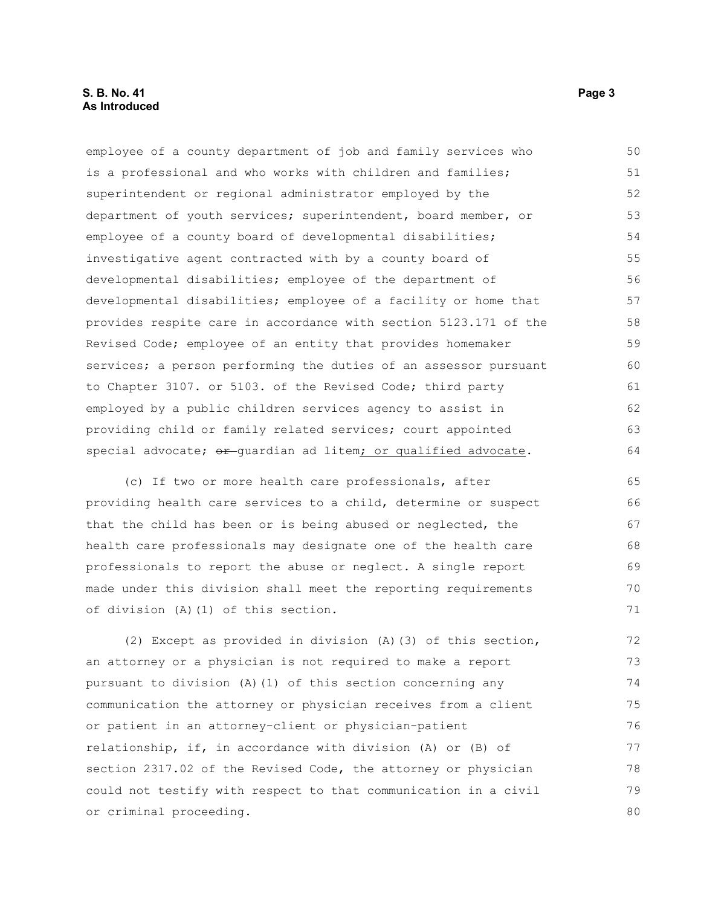employee of a county department of job and family services who is a professional and who works with children and families; superintendent or regional administrator employed by the department of youth services; superintendent, board member, or employee of a county board of developmental disabilities; investigative agent contracted with by a county board of developmental disabilities; employee of the department of developmental disabilities; employee of a facility or home that provides respite care in accordance with section 5123.171 of the Revised Code; employee of an entity that provides homemaker services; a person performing the duties of an assessor pursuant to Chapter 3107. or 5103. of the Revised Code; third party employed by a public children services agency to assist in providing child or family related services; court appointed special advocate; ~~or~~ guardian ad litem; or qualified advocate.

(c) If two or more health care professionals, after providing health care services to a child, determine or suspect that the child has been or is being abused or neglected, the health care professionals may designate one of the health care professionals to report the abuse or neglect. A single report made under this division shall meet the reporting requirements of division (A)(1) of this section.

(2) Except as provided in division (A)(3) of this section, an attorney or a physician is not required to make a report pursuant to division (A)(1) of this section concerning any communication the attorney or physician receives from a client or patient in an attorney-client or physician-patient relationship, if, in accordance with division (A) or (B) of section 2317.02 of the Revised Code, the attorney or physician could not testify with respect to that communication in a civil or criminal proceeding.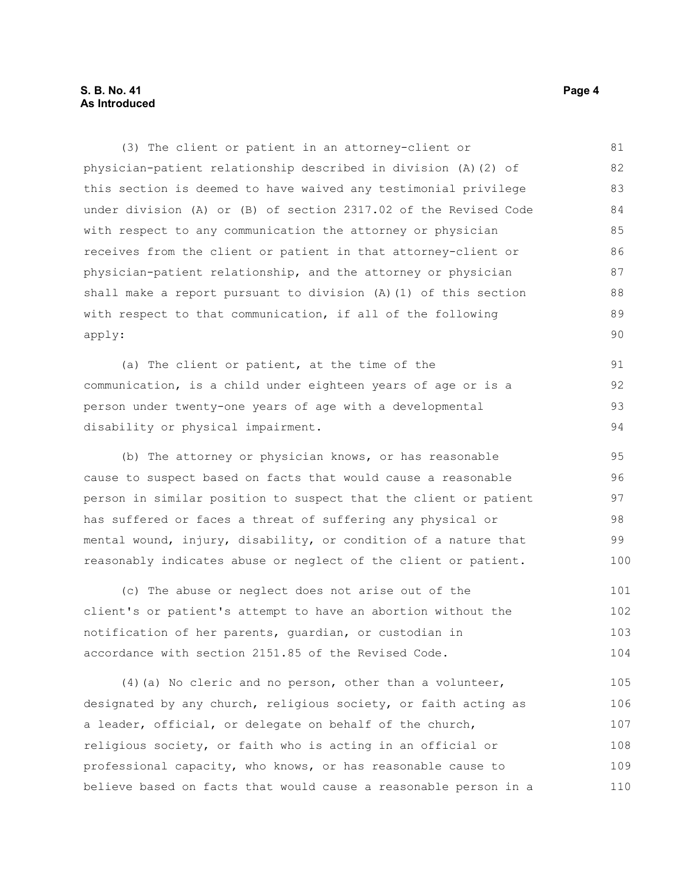(3) The client or patient in an attorney-client or physician-patient relationship described in division (A)(2) of this section is deemed to have waived any testimonial privilege under division (A) or (B) of section 2317.02 of the Revised Code with respect to any communication the attorney or physician receives from the client or patient in that attorney-client or physician-patient relationship, and the attorney or physician shall make a report pursuant to division (A)(1) of this section with respect to that communication, if all of the following apply:

(a) The client or patient, at the time of the communication, is a child under eighteen years of age or is a person under twenty-one years of age with a developmental disability or physical impairment.

(b) The attorney or physician knows, or has reasonable cause to suspect based on facts that would cause a reasonable person in similar position to suspect that the client or patient has suffered or faces a threat of suffering any physical or mental wound, injury, disability, or condition of a nature that reasonably indicates abuse or neglect of the client or patient.

(c) The abuse or neglect does not arise out of the client's or patient's attempt to have an abortion without the notification of her parents, guardian, or custodian in accordance with section 2151.85 of the Revised Code.

(4)(a) No cleric and no person, other than a volunteer, designated by any church, religious society, or faith acting as a leader, official, or delegate on behalf of the church, religious society, or faith who is acting in an official or professional capacity, who knows, or has reasonable cause to believe based on facts that would cause a reasonable person in a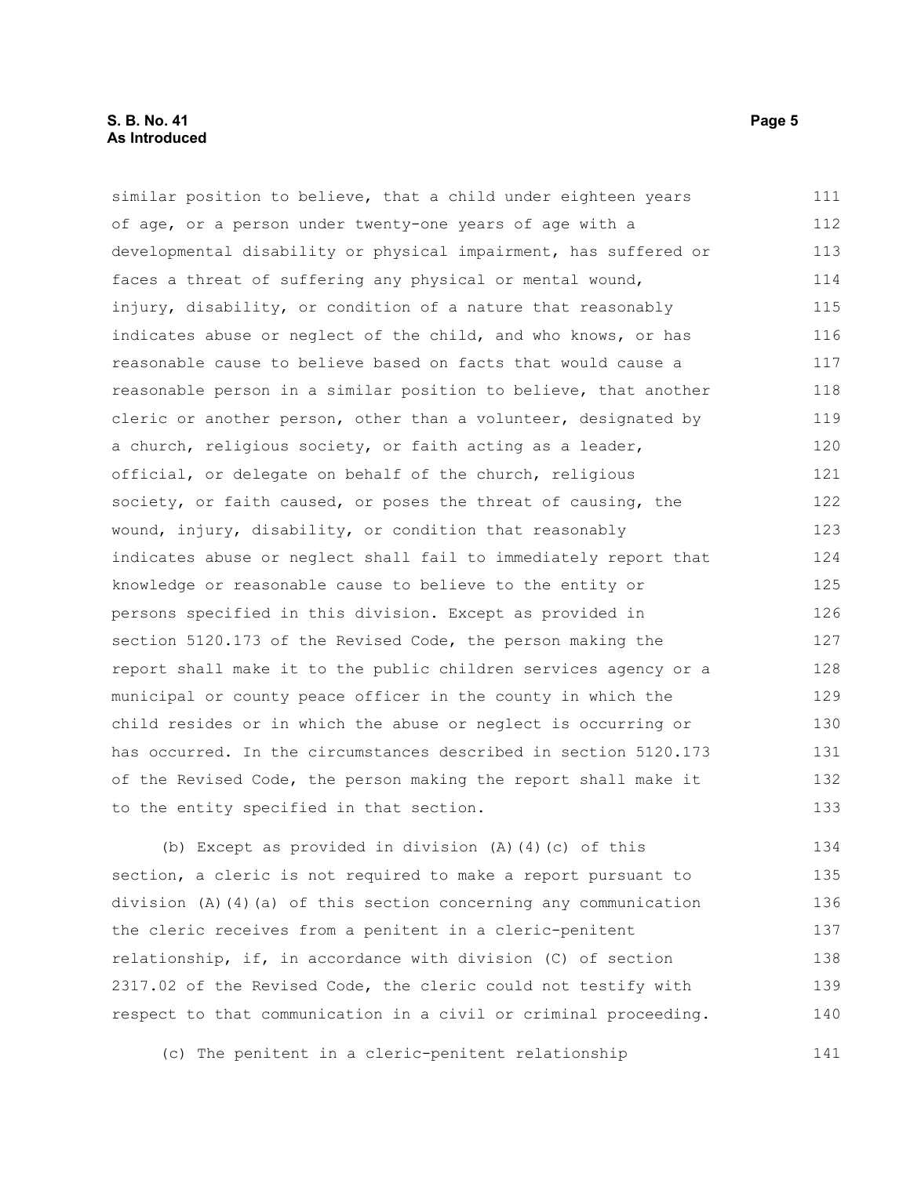similar position to believe, that a child under eighteen years of age, or a person under twenty-one years of age with a developmental disability or physical impairment, has suffered or faces a threat of suffering any physical or mental wound, injury, disability, or condition of a nature that reasonably indicates abuse or neglect of the child, and who knows, or has reasonable cause to believe based on facts that would cause a reasonable person in a similar position to believe, that another cleric or another person, other than a volunteer, designated by a church, religious society, or faith acting as a leader, official, or delegate on behalf of the church, religious society, or faith caused, or poses the threat of causing, the wound, injury, disability, or condition that reasonably indicates abuse or neglect shall fail to immediately report that knowledge or reasonable cause to believe to the entity or persons specified in this division. Except as provided in section 5120.173 of the Revised Code, the person making the report shall make it to the public children services agency or a municipal or county peace officer in the county in which the child resides or in which the abuse or neglect is occurring or has occurred. In the circumstances described in section 5120.173 of the Revised Code, the person making the report shall make it to the entity specified in that section.

(b) Except as provided in division (A)(4)(c) of this section, a cleric is not required to make a report pursuant to division (A)(4)(a) of this section concerning any communication the cleric receives from a penitent in a cleric-penitent relationship, if, in accordance with division (C) of section 2317.02 of the Revised Code, the cleric could not testify with respect to that communication in a civil or criminal proceeding.

(c) The penitent in a cleric-penitent relationship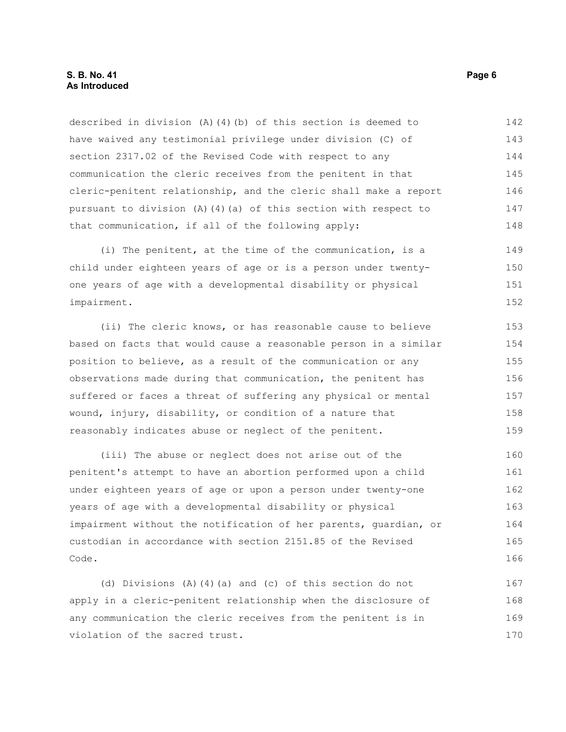described in division (A)(4)(b) of this section is deemed to have waived any testimonial privilege under division (C) of section 2317.02 of the Revised Code with respect to any communication the cleric receives from the penitent in that cleric-penitent relationship, and the cleric shall make a report pursuant to division (A)(4)(a) of this section with respect to that communication, if all of the following apply:

(i) The penitent, at the time of the communication, is a child under eighteen years of age or is a person under twenty-one years of age with a developmental disability or physical impairment.

(ii) The cleric knows, or has reasonable cause to believe based on facts that would cause a reasonable person in a similar position to believe, as a result of the communication or any observations made during that communication, the penitent has suffered or faces a threat of suffering any physical or mental wound, injury, disability, or condition of a nature that reasonably indicates abuse or neglect of the penitent.

(iii) The abuse or neglect does not arise out of the penitent's attempt to have an abortion performed upon a child under eighteen years of age or upon a person under twenty-one years of age with a developmental disability or physical impairment without the notification of her parents, guardian, or custodian in accordance with section 2151.85 of the Revised Code.

(d) Divisions (A)(4)(a) and (c) of this section do not apply in a cleric-penitent relationship when the disclosure of any communication the cleric receives from the penitent is in violation of the sacred trust.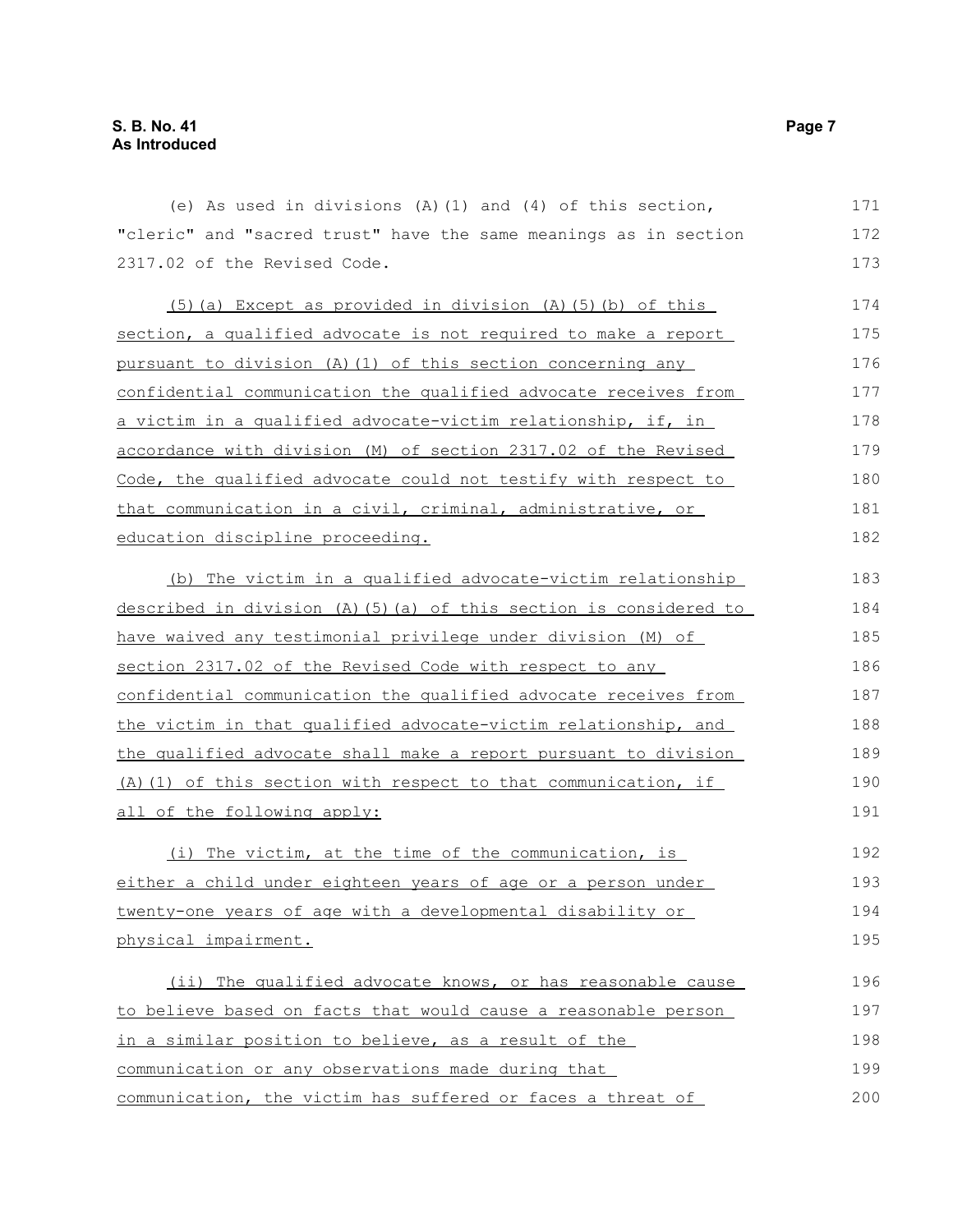(e) As used in divisions (A)(1) and (4) of this section, "cleric" and "sacred trust" have the same meanings as in section 2317.02 of the Revised Code.

(5)(a) Except as provided in division (A)(5)(b) of this section, a qualified advocate is not required to make a report pursuant to division (A)(1) of this section concerning any confidential communication the qualified advocate receives from a victim in a qualified advocate-victim relationship, if, in accordance with division (M) of section 2317.02 of the Revised Code, the qualified advocate could not testify with respect to that communication in a civil, criminal, administrative, or education discipline proceeding.

(b) The victim in a qualified advocate-victim relationship described in division (A)(5)(a) of this section is considered to have waived any testimonial privilege under division (M) of section 2317.02 of the Revised Code with respect to any confidential communication the qualified advocate receives from the victim in that qualified advocate-victim relationship, and the qualified advocate shall make a report pursuant to division (A)(1) of this section with respect to that communication, if all of the following apply:

(i) The victim, at the time of the communication, is either a child under eighteen years of age or a person under twenty-one years of age with a developmental disability or physical impairment.

(ii) The qualified advocate knows, or has reasonable cause to believe based on facts that would cause a reasonable person in a similar position to believe, as a result of the communication or any observations made during that communication, the victim has suffered or faces a threat of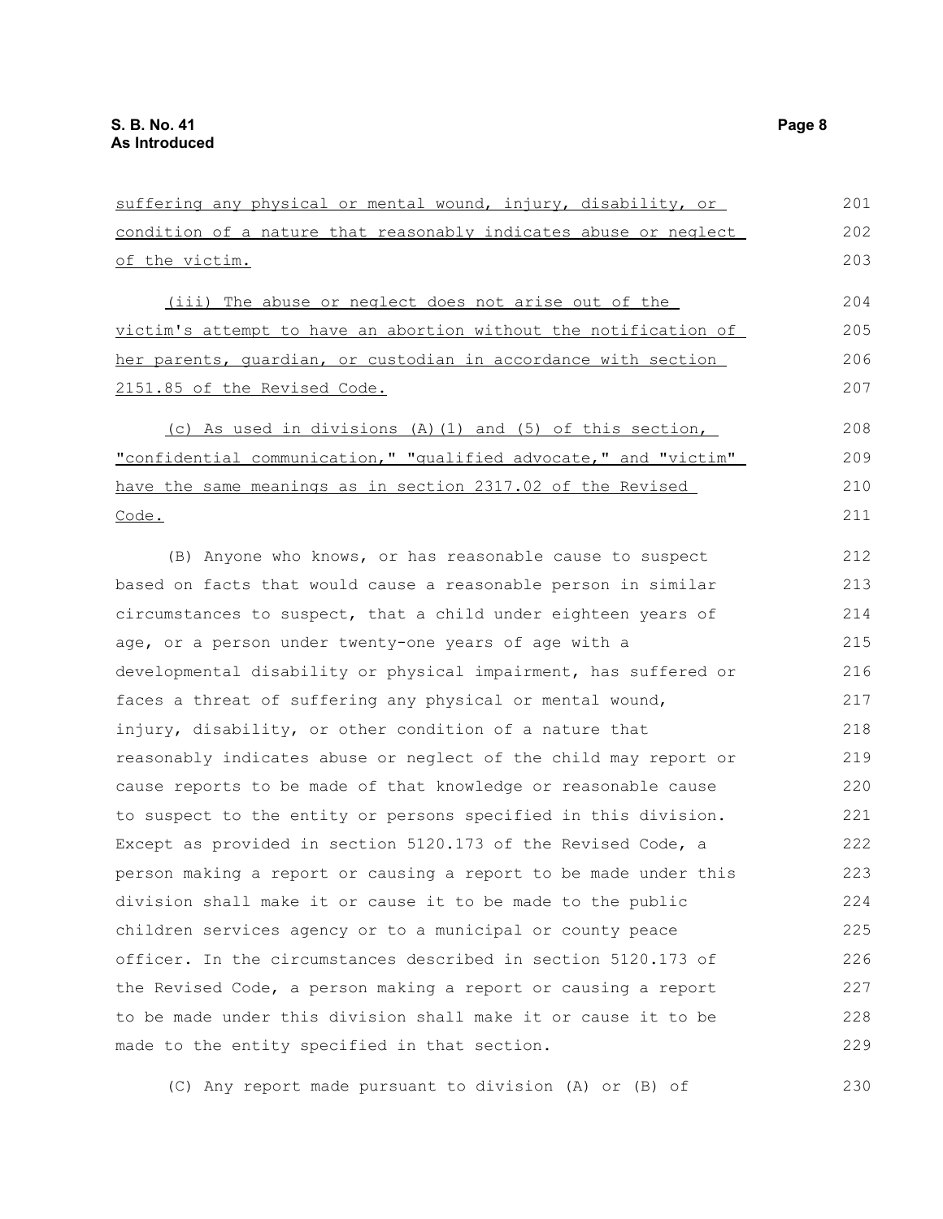suffering any physical or mental wound, injury, disability, or condition of a nature that reasonably indicates abuse or neglect of the victim.

(iii) The abuse or neglect does not arise out of the victim's attempt to have an abortion without the notification of her parents, guardian, or custodian in accordance with section 2151.85 of the Revised Code.

(c) As used in divisions (A)(1) and (5) of this section, "confidential communication," "qualified advocate," and "victim" have the same meanings as in section 2317.02 of the Revised Code.

(B) Anyone who knows, or has reasonable cause to suspect based on facts that would cause a reasonable person in similar circumstances to suspect, that a child under eighteen years of age, or a person under twenty-one years of age with a developmental disability or physical impairment, has suffered or faces a threat of suffering any physical or mental wound, injury, disability, or other condition of a nature that reasonably indicates abuse or neglect of the child may report or cause reports to be made of that knowledge or reasonable cause to suspect to the entity or persons specified in this division. Except as provided in section 5120.173 of the Revised Code, a person making a report or causing a report to be made under this division shall make it or cause it to be made to the public children services agency or to a municipal or county peace officer. In the circumstances described in section 5120.173 of the Revised Code, a person making a report or causing a report to be made under this division shall make it or cause it to be made to the entity specified in that section.

(C) Any report made pursuant to division (A) or (B) of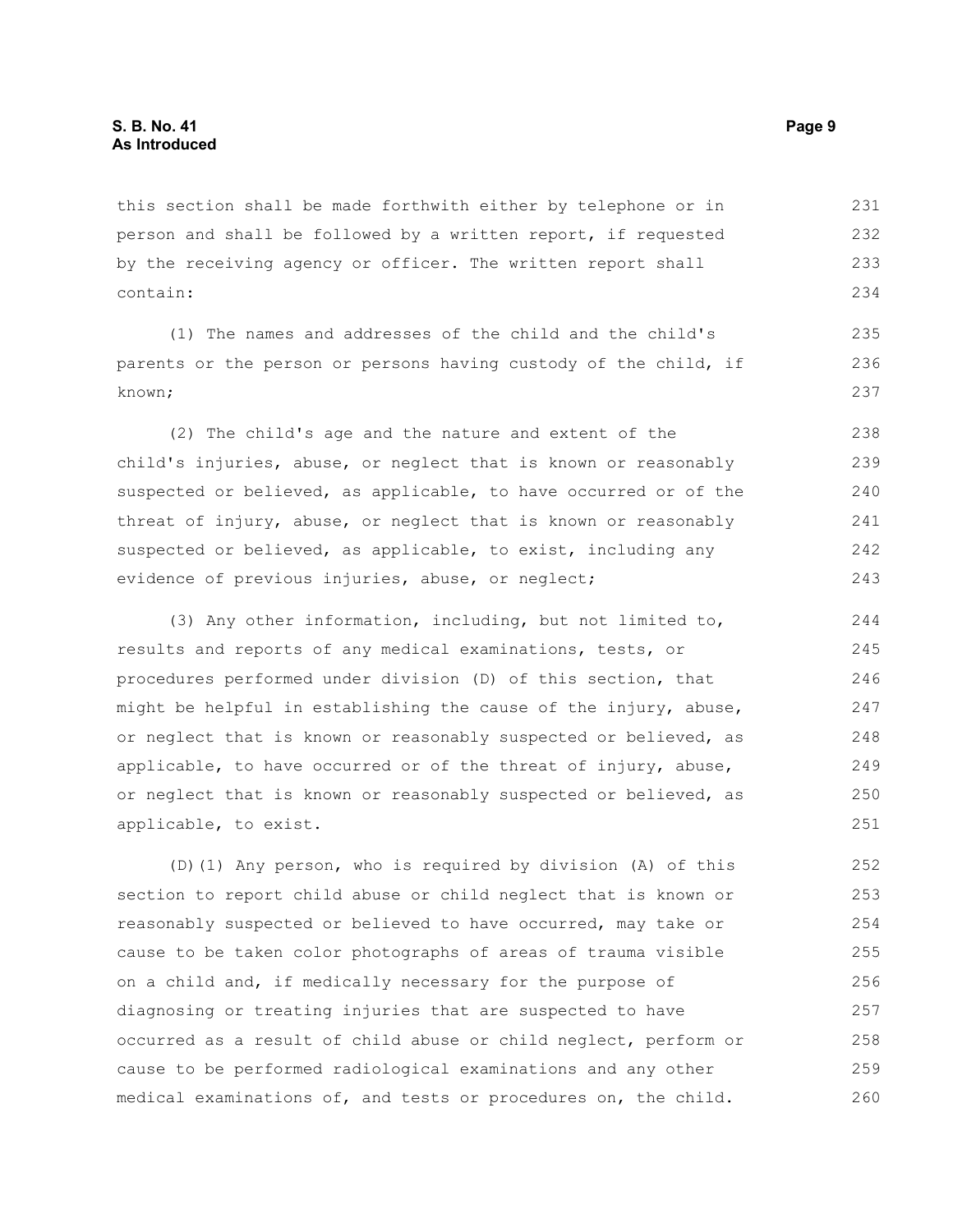this section shall be made forthwith either by telephone or in person and shall be followed by a written report, if requested by the receiving agency or officer. The written report shall contain:

(1) The names and addresses of the child and the child's parents or the person or persons having custody of the child, if known;

(2) The child's age and the nature and extent of the child's injuries, abuse, or neglect that is known or reasonably suspected or believed, as applicable, to have occurred or of the threat of injury, abuse, or neglect that is known or reasonably suspected or believed, as applicable, to exist, including any evidence of previous injuries, abuse, or neglect;

(3) Any other information, including, but not limited to, results and reports of any medical examinations, tests, or procedures performed under division (D) of this section, that might be helpful in establishing the cause of the injury, abuse, or neglect that is known or reasonably suspected or believed, as applicable, to have occurred or of the threat of injury, abuse, or neglect that is known or reasonably suspected or believed, as applicable, to exist.

(D)(1) Any person, who is required by division (A) of this section to report child abuse or child neglect that is known or reasonably suspected or believed to have occurred, may take or cause to be taken color photographs of areas of trauma visible on a child and, if medically necessary for the purpose of diagnosing or treating injuries that are suspected to have occurred as a result of child abuse or child neglect, perform or cause to be performed radiological examinations and any other medical examinations of, and tests or procedures on, the child.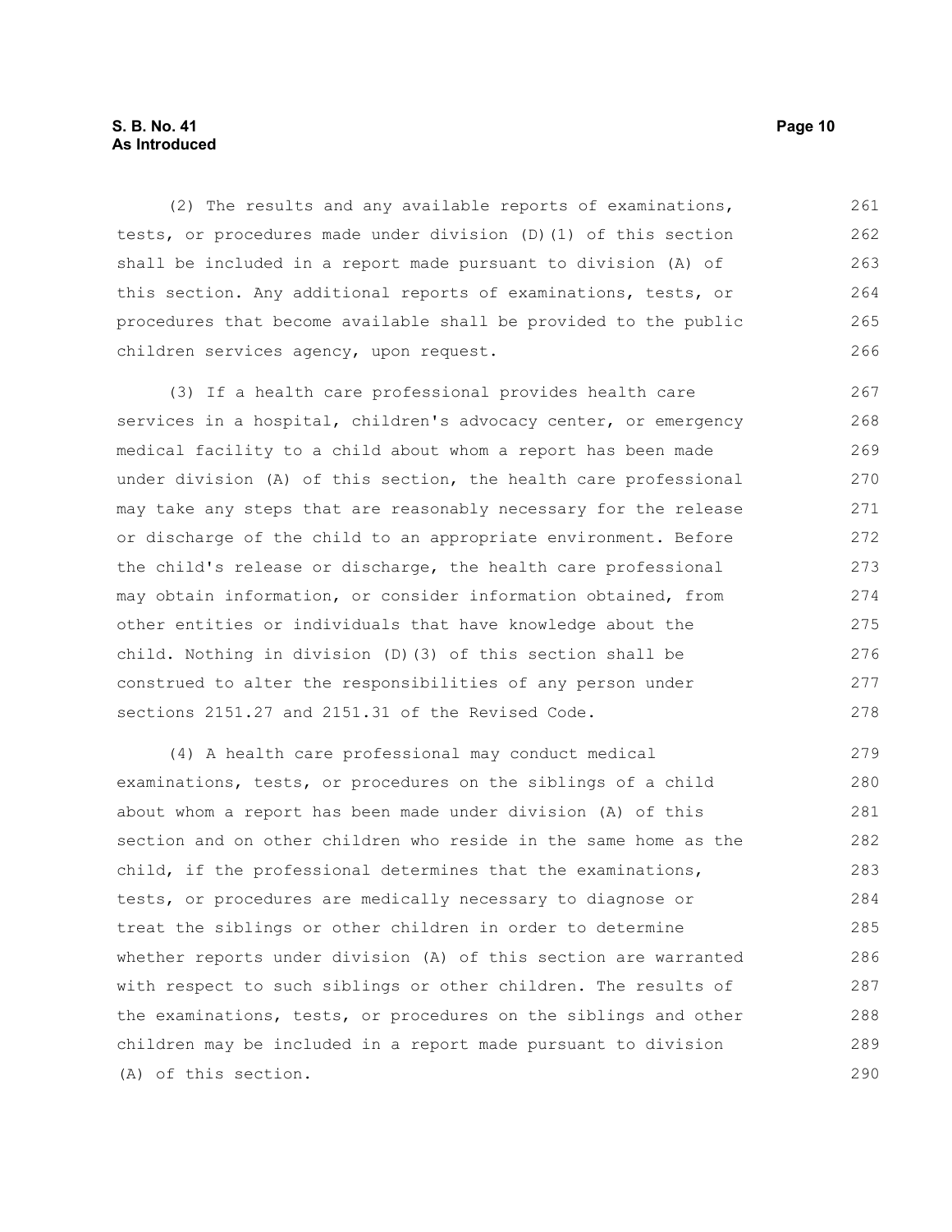(2) The results and any available reports of examinations, tests, or procedures made under division (D)(1) of this section shall be included in a report made pursuant to division (A) of this section. Any additional reports of examinations, tests, or procedures that become available shall be provided to the public children services agency, upon request.

(3) If a health care professional provides health care services in a hospital, children's advocacy center, or emergency medical facility to a child about whom a report has been made under division (A) of this section, the health care professional may take any steps that are reasonably necessary for the release or discharge of the child to an appropriate environment. Before the child's release or discharge, the health care professional may obtain information, or consider information obtained, from other entities or individuals that have knowledge about the child. Nothing in division (D)(3) of this section shall be construed to alter the responsibilities of any person under sections 2151.27 and 2151.31 of the Revised Code.

(4) A health care professional may conduct medical examinations, tests, or procedures on the siblings of a child about whom a report has been made under division (A) of this section and on other children who reside in the same home as the child, if the professional determines that the examinations, tests, or procedures are medically necessary to diagnose or treat the siblings or other children in order to determine whether reports under division (A) of this section are warranted with respect to such siblings or other children. The results of the examinations, tests, or procedures on the siblings and other children may be included in a report made pursuant to division (A) of this section.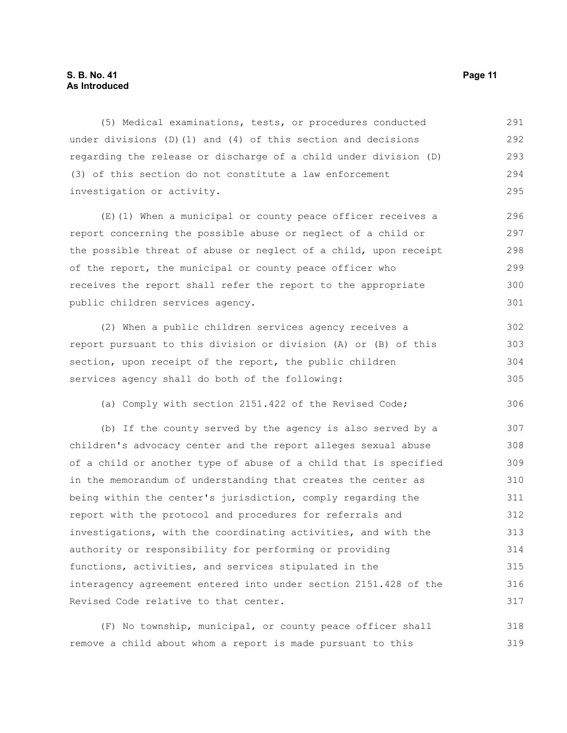(5) Medical examinations, tests, or procedures conducted under divisions (D)(1) and (4) of this section and decisions regarding the release or discharge of a child under division (D)(3) of this section do not constitute a law enforcement investigation or activity.

(E)(1) When a municipal or county peace officer receives a report concerning the possible abuse or neglect of a child or the possible threat of abuse or neglect of a child, upon receipt of the report, the municipal or county peace officer who receives the report shall refer the report to the appropriate public children services agency.

(2) When a public children services agency receives a report pursuant to this division or division (A) or (B) of this section, upon receipt of the report, the public children services agency shall do both of the following:

(a) Comply with section 2151.422 of the Revised Code;

(b) If the county served by the agency is also served by a children's advocacy center and the report alleges sexual abuse of a child or another type of abuse of a child that is specified in the memorandum of understanding that creates the center as being within the center's jurisdiction, comply regarding the report with the protocol and procedures for referrals and investigations, with the coordinating activities, and with the authority or responsibility for performing or providing functions, activities, and services stipulated in the interagency agreement entered into under section 2151.428 of the Revised Code relative to that center.

(F) No township, municipal, or county peace officer shall remove a child about whom a report is made pursuant to this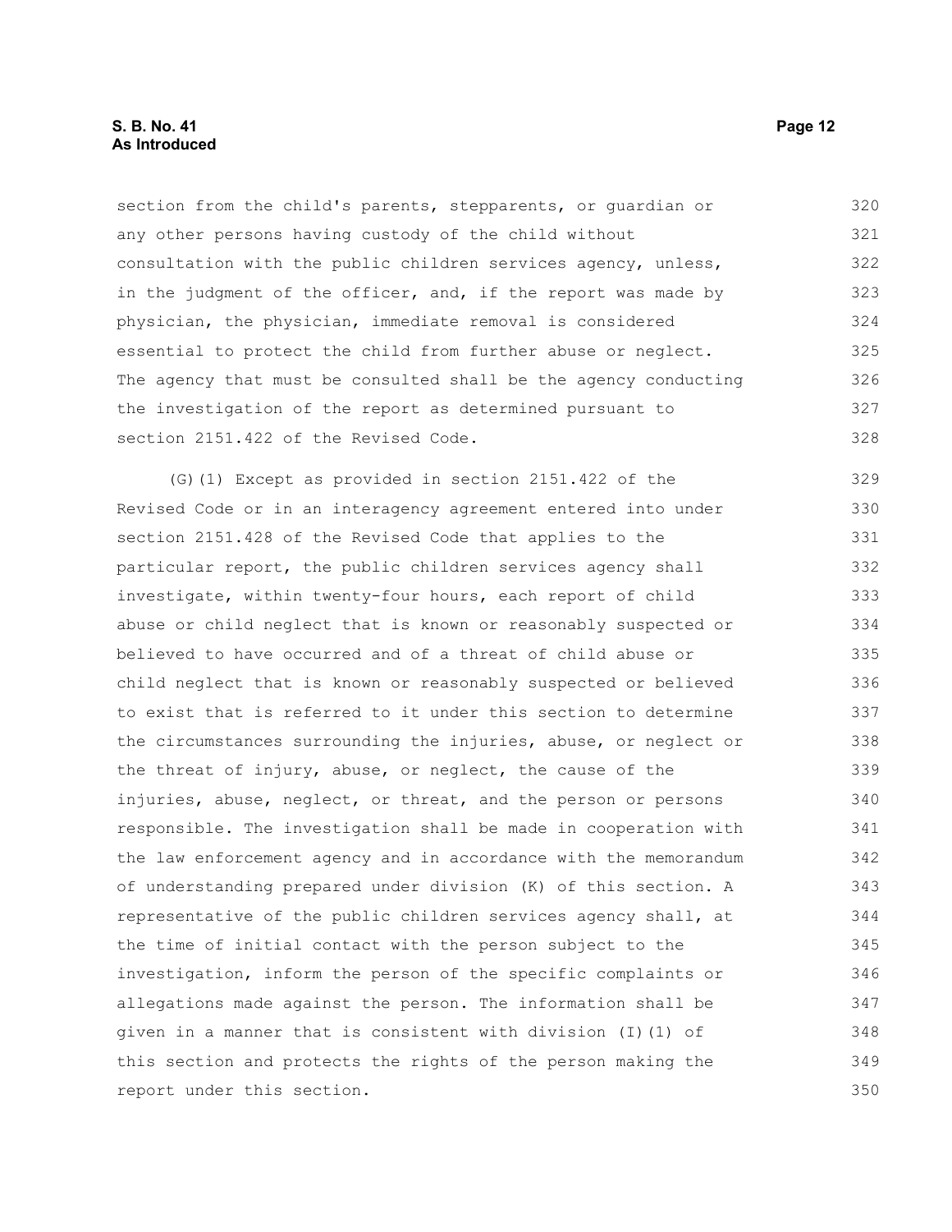section from the child's parents, stepparents, or guardian or any other persons having custody of the child without consultation with the public children services agency, unless, in the judgment of the officer, and, if the report was made by physician, the physician, immediate removal is considered essential to protect the child from further abuse or neglect. The agency that must be consulted shall be the agency conducting the investigation of the report as determined pursuant to section 2151.422 of the Revised Code.

(G)(1) Except as provided in section 2151.422 of the Revised Code or in an interagency agreement entered into under section 2151.428 of the Revised Code that applies to the particular report, the public children services agency shall investigate, within twenty-four hours, each report of child abuse or child neglect that is known or reasonably suspected or believed to have occurred and of a threat of child abuse or child neglect that is known or reasonably suspected or believed to exist that is referred to it under this section to determine the circumstances surrounding the injuries, abuse, or neglect or the threat of injury, abuse, or neglect, the cause of the injuries, abuse, neglect, or threat, and the person or persons responsible. The investigation shall be made in cooperation with the law enforcement agency and in accordance with the memorandum of understanding prepared under division (K) of this section. A representative of the public children services agency shall, at the time of initial contact with the person subject to the investigation, inform the person of the specific complaints or allegations made against the person. The information shall be given in a manner that is consistent with division (I)(1) of this section and protects the rights of the person making the report under this section.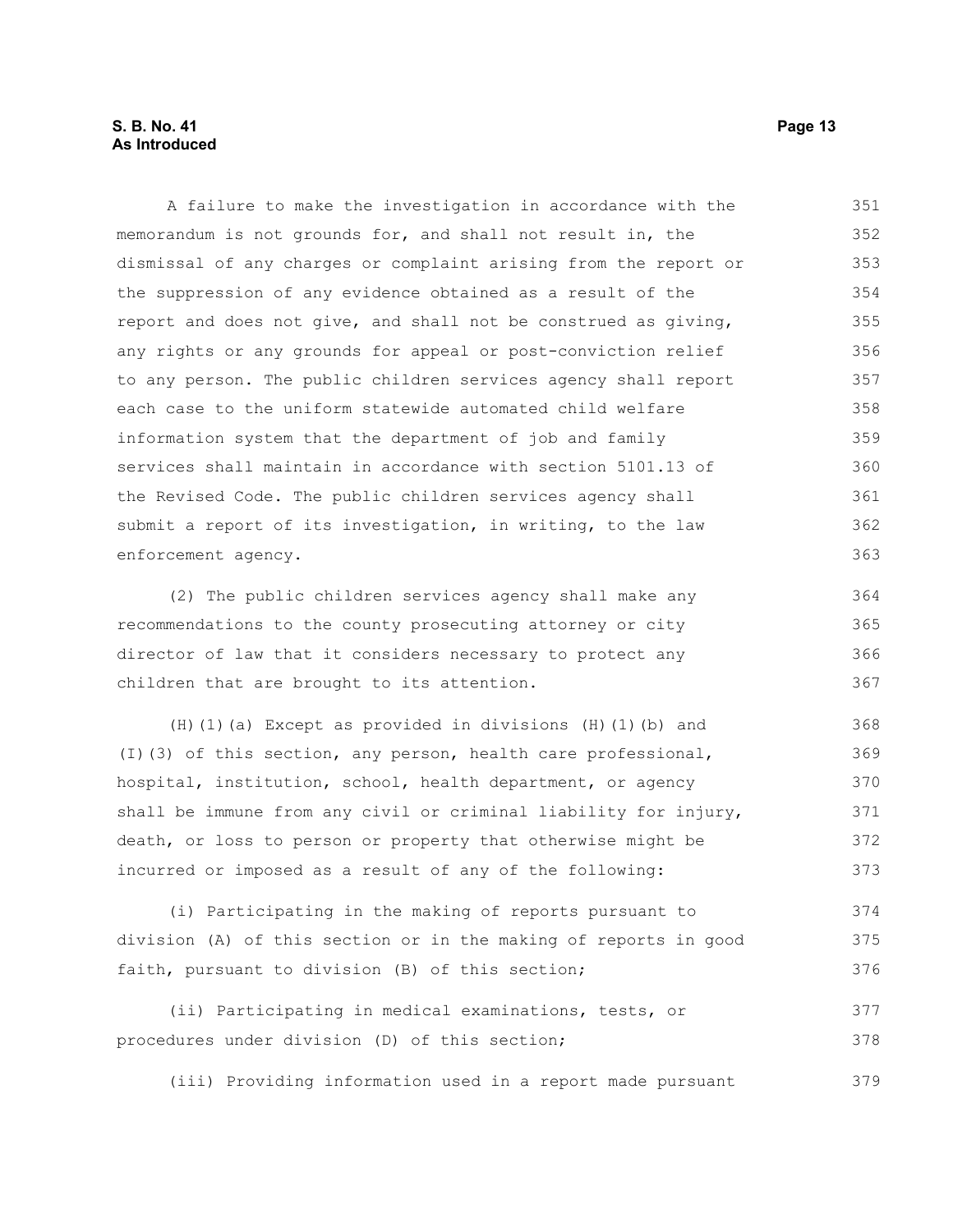A failure to make the investigation in accordance with the memorandum is not grounds for, and shall not result in, the dismissal of any charges or complaint arising from the report or the suppression of any evidence obtained as a result of the report and does not give, and shall not be construed as giving, any rights or any grounds for appeal or post-conviction relief to any person. The public children services agency shall report each case to the uniform statewide automated child welfare information system that the department of job and family services shall maintain in accordance with section 5101.13 of the Revised Code. The public children services agency shall submit a report of its investigation, in writing, to the law enforcement agency.

(2) The public children services agency shall make any recommendations to the county prosecuting attorney or city director of law that it considers necessary to protect any children that are brought to its attention.

(H)(1)(a) Except as provided in divisions (H)(1)(b) and (I)(3) of this section, any person, health care professional, hospital, institution, school, health department, or agency shall be immune from any civil or criminal liability for injury, death, or loss to person or property that otherwise might be incurred or imposed as a result of any of the following:

(i) Participating in the making of reports pursuant to division (A) of this section or in the making of reports in good faith, pursuant to division (B) of this section;

(ii) Participating in medical examinations, tests, or procedures under division (D) of this section;

(iii) Providing information used in a report made pursuant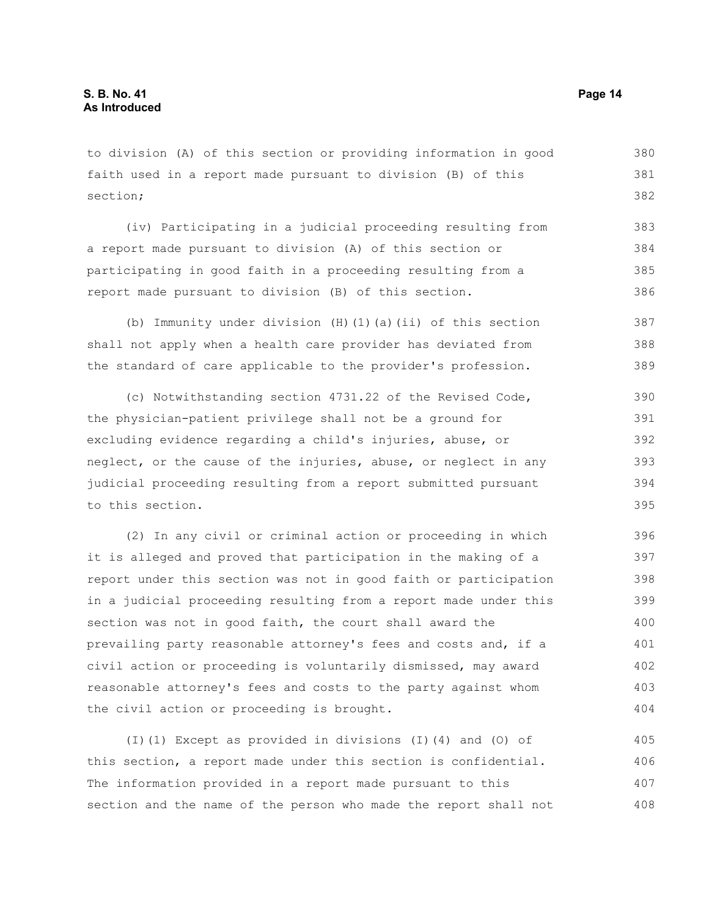to division (A) of this section or providing information in good faith used in a report made pursuant to division (B) of this section;

(iv) Participating in a judicial proceeding resulting from a report made pursuant to division (A) of this section or participating in good faith in a proceeding resulting from a report made pursuant to division (B) of this section.

(b) Immunity under division (H)(1)(a)(ii) of this section shall not apply when a health care provider has deviated from the standard of care applicable to the provider's profession.

(c) Notwithstanding section 4731.22 of the Revised Code, the physician-patient privilege shall not be a ground for excluding evidence regarding a child's injuries, abuse, or neglect, or the cause of the injuries, abuse, or neglect in any judicial proceeding resulting from a report submitted pursuant to this section.

(2) In any civil or criminal action or proceeding in which it is alleged and proved that participation in the making of a report under this section was not in good faith or participation in a judicial proceeding resulting from a report made under this section was not in good faith, the court shall award the prevailing party reasonable attorney's fees and costs and, if a civil action or proceeding is voluntarily dismissed, may award reasonable attorney's fees and costs to the party against whom the civil action or proceeding is brought.

(I)(1) Except as provided in divisions (I)(4) and (O) of this section, a report made under this section is confidential. The information provided in a report made pursuant to this section and the name of the person who made the report shall not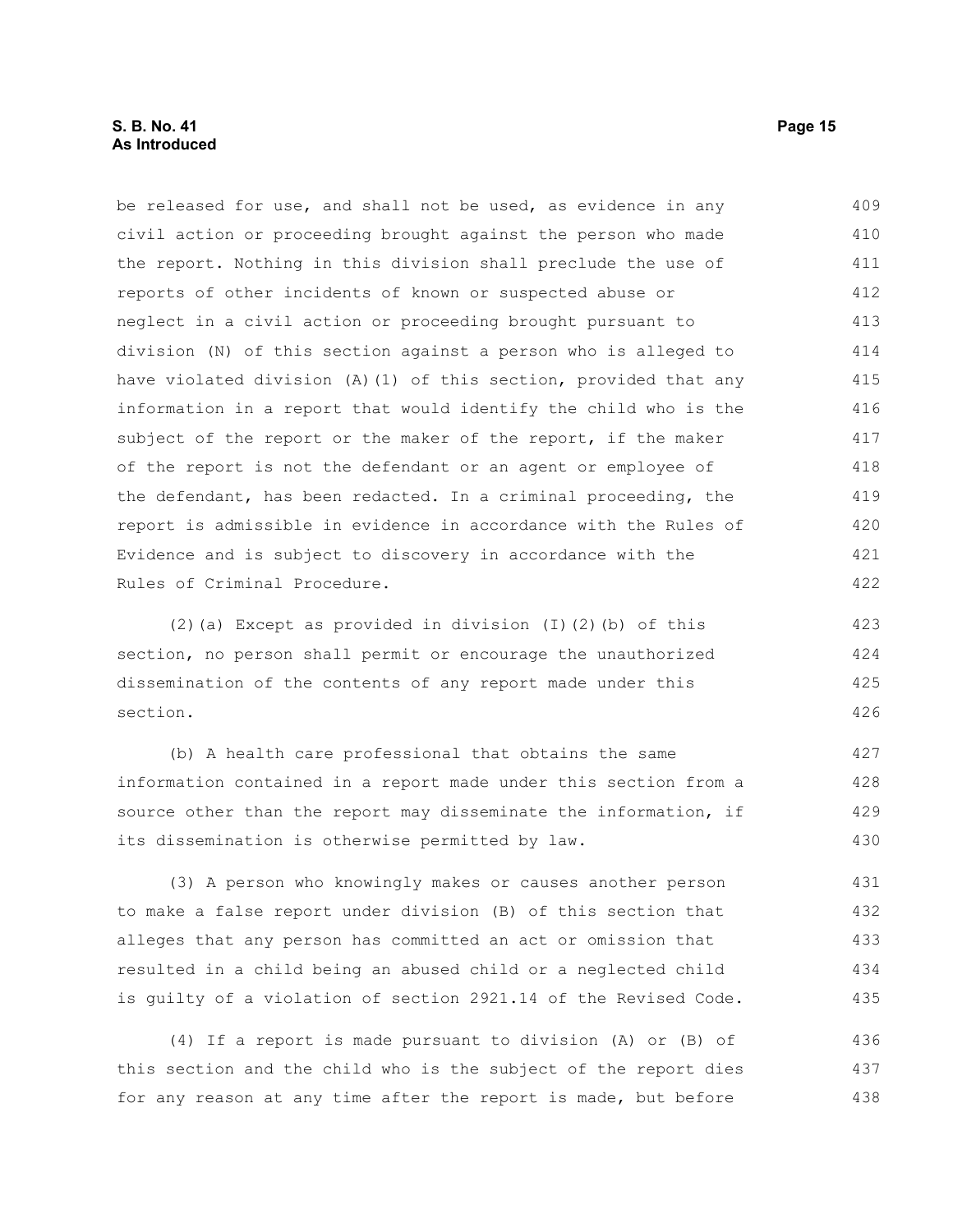be released for use, and shall not be used, as evidence in any civil action or proceeding brought against the person who made the report. Nothing in this division shall preclude the use of reports of other incidents of known or suspected abuse or neglect in a civil action or proceeding brought pursuant to division (N) of this section against a person who is alleged to have violated division (A)(1) of this section, provided that any information in a report that would identify the child who is the subject of the report or the maker of the report, if the maker of the report is not the defendant or an agent or employee of the defendant, has been redacted. In a criminal proceeding, the report is admissible in evidence in accordance with the Rules of Evidence and is subject to discovery in accordance with the Rules of Criminal Procedure.

(2)(a) Except as provided in division (I)(2)(b) of this section, no person shall permit or encourage the unauthorized dissemination of the contents of any report made under this section.

(b) A health care professional that obtains the same information contained in a report made under this section from a source other than the report may disseminate the information, if its dissemination is otherwise permitted by law.

(3) A person who knowingly makes or causes another person to make a false report under division (B) of this section that alleges that any person has committed an act or omission that resulted in a child being an abused child or a neglected child is guilty of a violation of section 2921.14 of the Revised Code.

(4) If a report is made pursuant to division (A) or (B) of this section and the child who is the subject of the report dies for any reason at any time after the report is made, but before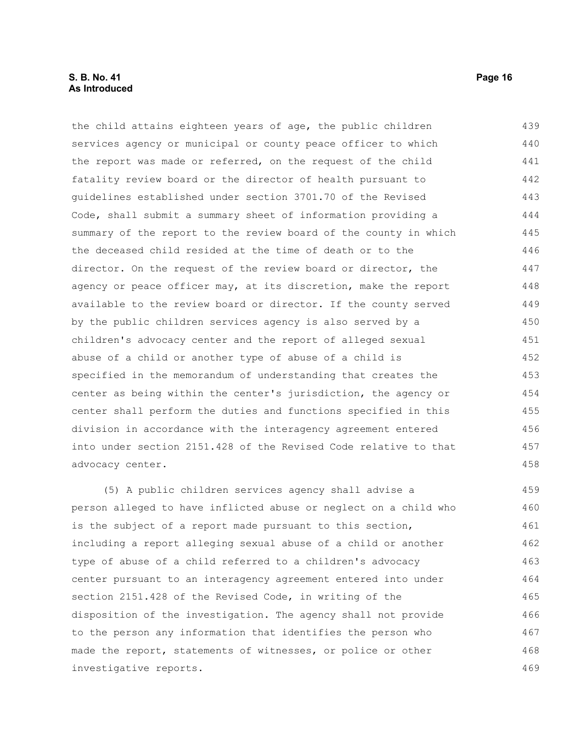the child attains eighteen years of age, the public children services agency or municipal or county peace officer to which the report was made or referred, on the request of the child fatality review board or the director of health pursuant to guidelines established under section 3701.70 of the Revised Code, shall submit a summary sheet of information providing a summary of the report to the review board of the county in which the deceased child resided at the time of death or to the director. On the request of the review board or director, the agency or peace officer may, at its discretion, make the report available to the review board or director. If the county served by the public children services agency is also served by a children's advocacy center and the report of alleged sexual abuse of a child or another type of abuse of a child is specified in the memorandum of understanding that creates the center as being within the center's jurisdiction, the agency or center shall perform the duties and functions specified in this division in accordance with the interagency agreement entered into under section 2151.428 of the Revised Code relative to that advocacy center.

(5) A public children services agency shall advise a person alleged to have inflicted abuse or neglect on a child who is the subject of a report made pursuant to this section, including a report alleging sexual abuse of a child or another type of abuse of a child referred to a children's advocacy center pursuant to an interagency agreement entered into under section 2151.428 of the Revised Code, in writing of the disposition of the investigation. The agency shall not provide to the person any information that identifies the person who made the report, statements of witnesses, or police or other investigative reports.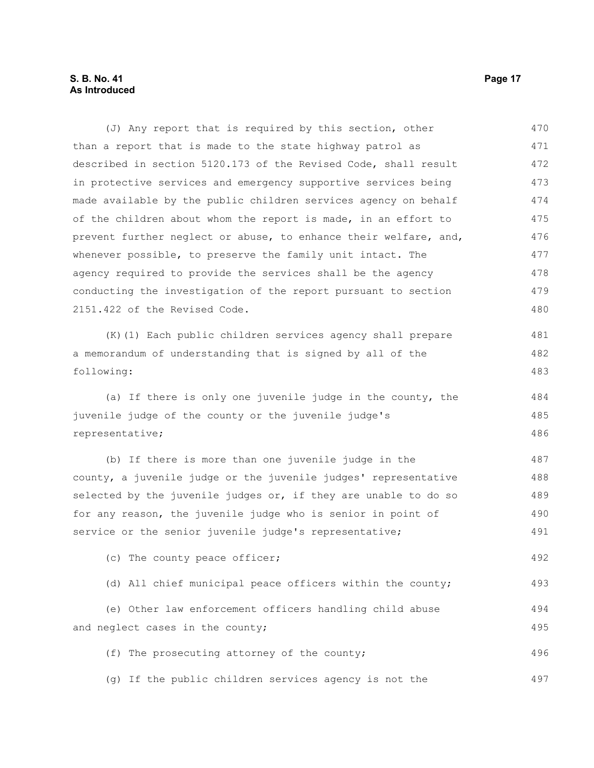(J) Any report that is required by this section, other than a report that is made to the state highway patrol as described in section 5120.173 of the Revised Code, shall result in protective services and emergency supportive services being made available by the public children services agency on behalf of the children about whom the report is made, in an effort to prevent further neglect or abuse, to enhance their welfare, and, whenever possible, to preserve the family unit intact. The agency required to provide the services shall be the agency conducting the investigation of the report pursuant to section 2151.422 of the Revised Code.

(K)(1) Each public children services agency shall prepare a memorandum of understanding that is signed by all of the following:

(a) If there is only one juvenile judge in the county, the juvenile judge of the county or the juvenile judge's representative;

(b) If there is more than one juvenile judge in the county, a juvenile judge or the juvenile judges' representative selected by the juvenile judges or, if they are unable to do so for any reason, the juvenile judge who is senior in point of service or the senior juvenile judge's representative;

(c) The county peace officer;

(d) All chief municipal peace officers within the county;

(e) Other law enforcement officers handling child abuse and neglect cases in the county;

(f) The prosecuting attorney of the county;

(g) If the public children services agency is not the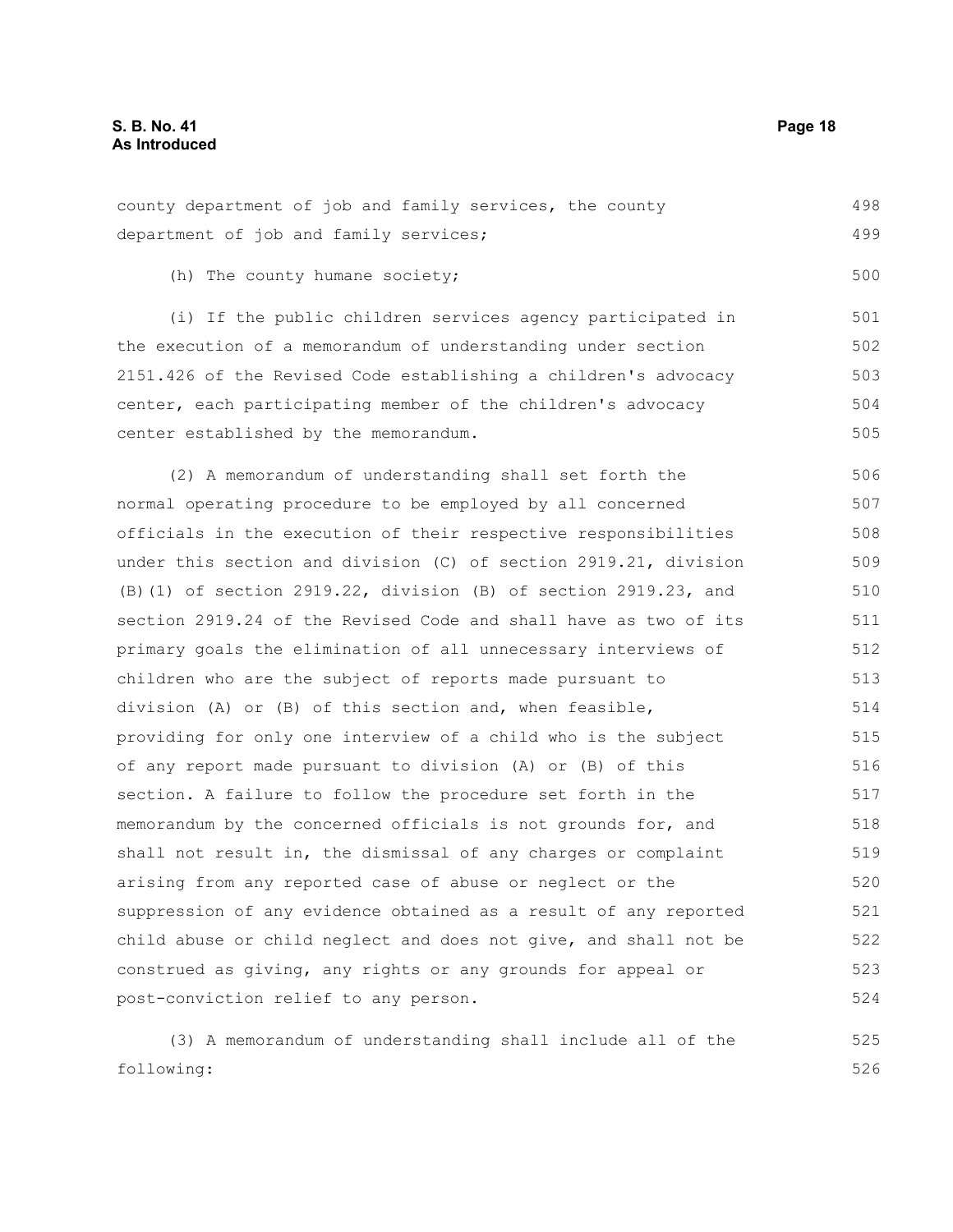county department of job and family services, the county department of job and family services;

(h) The county humane society;

(i) If the public children services agency participated in the execution of a memorandum of understanding under section 2151.426 of the Revised Code establishing a children's advocacy center, each participating member of the children's advocacy center established by the memorandum.

(2) A memorandum of understanding shall set forth the normal operating procedure to be employed by all concerned officials in the execution of their respective responsibilities under this section and division (C) of section 2919.21, division (B)(1) of section 2919.22, division (B) of section 2919.23, and section 2919.24 of the Revised Code and shall have as two of its primary goals the elimination of all unnecessary interviews of children who are the subject of reports made pursuant to division (A) or (B) of this section and, when feasible, providing for only one interview of a child who is the subject of any report made pursuant to division (A) or (B) of this section. A failure to follow the procedure set forth in the memorandum by the concerned officials is not grounds for, and shall not result in, the dismissal of any charges or complaint arising from any reported case of abuse or neglect or the suppression of any evidence obtained as a result of any reported child abuse or child neglect and does not give, and shall not be construed as giving, any rights or any grounds for appeal or post-conviction relief to any person.

(3) A memorandum of understanding shall include all of the following: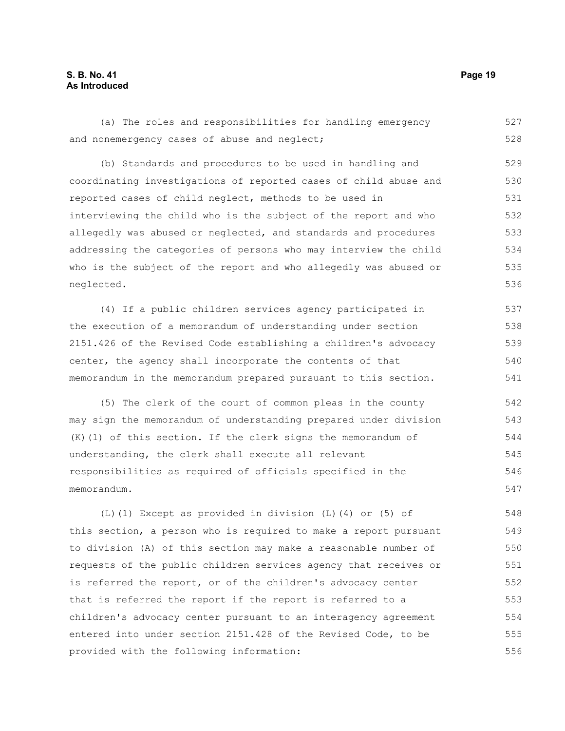(a) The roles and responsibilities for handling emergency and nonemergency cases of abuse and neglect;

(b) Standards and procedures to be used in handling and coordinating investigations of reported cases of child abuse and reported cases of child neglect, methods to be used in interviewing the child who is the subject of the report and who allegedly was abused or neglected, and standards and procedures addressing the categories of persons who may interview the child who is the subject of the report and who allegedly was abused or neglected.

(4) If a public children services agency participated in the execution of a memorandum of understanding under section 2151.426 of the Revised Code establishing a children's advocacy center, the agency shall incorporate the contents of that memorandum in the memorandum prepared pursuant to this section.

(5) The clerk of the court of common pleas in the county may sign the memorandum of understanding prepared under division (K)(1) of this section. If the clerk signs the memorandum of understanding, the clerk shall execute all relevant responsibilities as required of officials specified in the memorandum.

(L)(1) Except as provided in division (L)(4) or (5) of this section, a person who is required to make a report pursuant to division (A) of this section may make a reasonable number of requests of the public children services agency that receives or is referred the report, or of the children's advocacy center that is referred the report if the report is referred to a children's advocacy center pursuant to an interagency agreement entered into under section 2151.428 of the Revised Code, to be provided with the following information: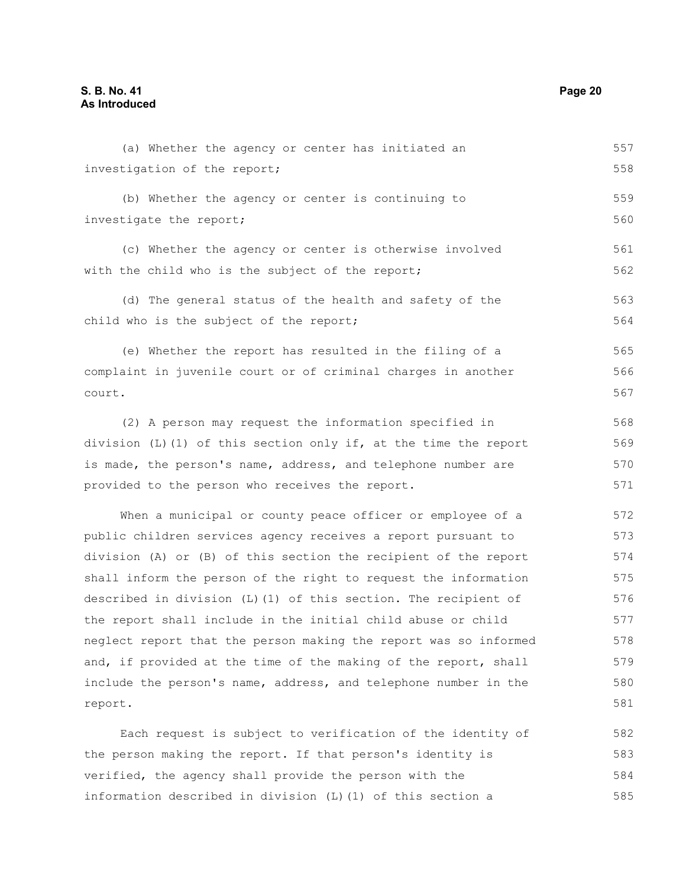(a) Whether the agency or center has initiated an investigation of the report;

(b) Whether the agency or center is continuing to investigate the report;

(c) Whether the agency or center is otherwise involved with the child who is the subject of the report;

(d) The general status of the health and safety of the child who is the subject of the report;

(e) Whether the report has resulted in the filing of a complaint in juvenile court or of criminal charges in another court.

(2) A person may request the information specified in division (L)(1) of this section only if, at the time the report is made, the person's name, address, and telephone number are provided to the person who receives the report.

When a municipal or county peace officer or employee of a public children services agency receives a report pursuant to division (A) or (B) of this section the recipient of the report shall inform the person of the right to request the information described in division (L)(1) of this section. The recipient of the report shall include in the initial child abuse or child neglect report that the person making the report was so informed and, if provided at the time of the making of the report, shall include the person's name, address, and telephone number in the report.

Each request is subject to verification of the identity of the person making the report. If that person's identity is verified, the agency shall provide the person with the information described in division (L)(1) of this section a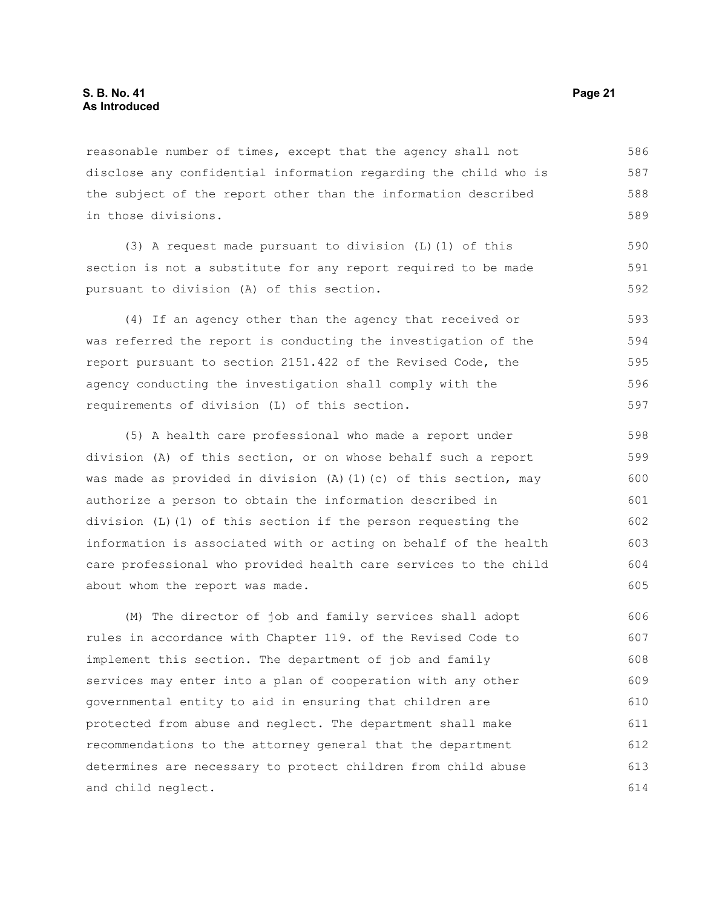reasonable number of times, except that the agency shall not disclose any confidential information regarding the child who is the subject of the report other than the information described in those divisions.

(3) A request made pursuant to division (L)(1) of this section is not a substitute for any report required to be made pursuant to division (A) of this section.

(4) If an agency other than the agency that received or was referred the report is conducting the investigation of the report pursuant to section 2151.422 of the Revised Code, the agency conducting the investigation shall comply with the requirements of division (L) of this section.

(5) A health care professional who made a report under division (A) of this section, or on whose behalf such a report was made as provided in division (A)(1)(c) of this section, may authorize a person to obtain the information described in division (L)(1) of this section if the person requesting the information is associated with or acting on behalf of the health care professional who provided health care services to the child about whom the report was made.

(M) The director of job and family services shall adopt rules in accordance with Chapter 119. of the Revised Code to implement this section. The department of job and family services may enter into a plan of cooperation with any other governmental entity to aid in ensuring that children are protected from abuse and neglect. The department shall make recommendations to the attorney general that the department determines are necessary to protect children from child abuse and child neglect.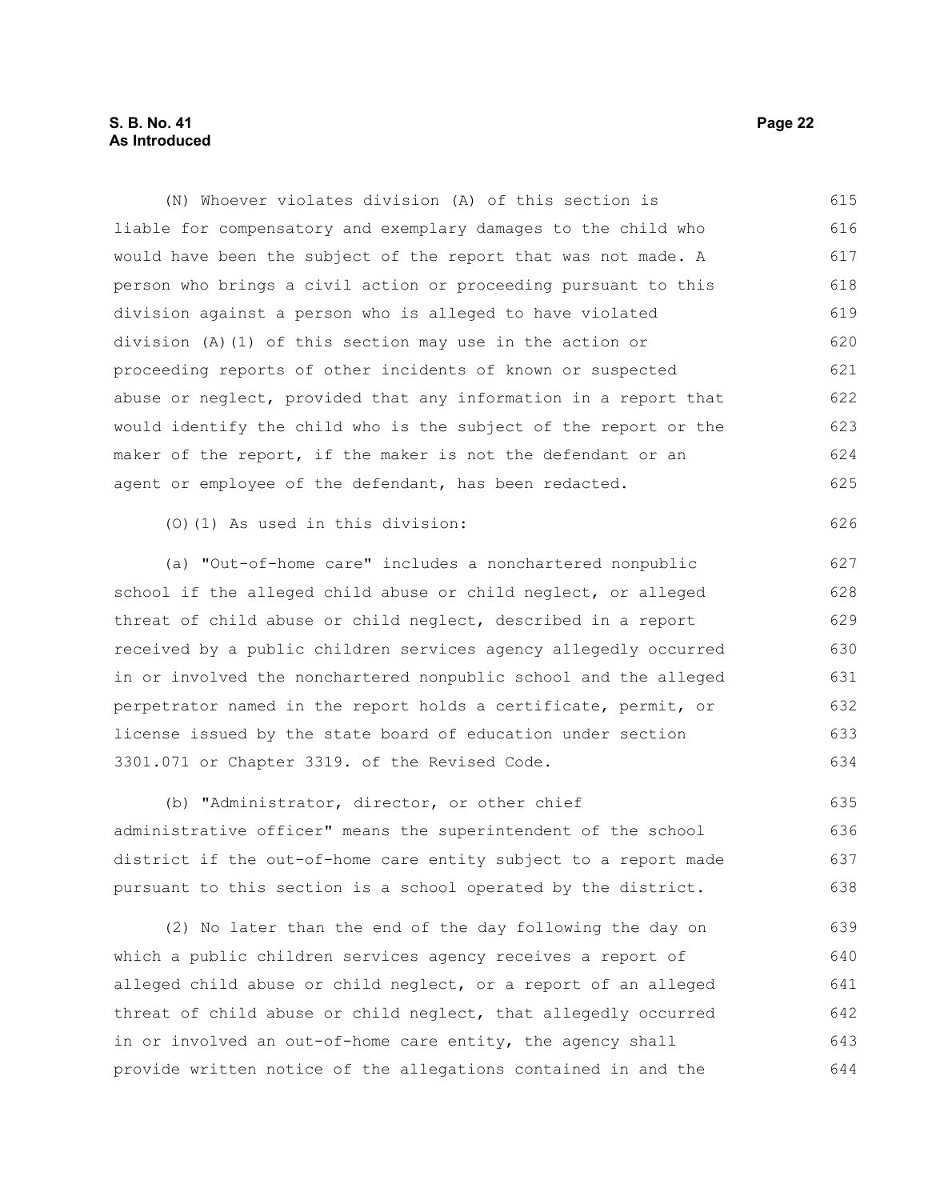(N) Whoever violates division (A) of this section is liable for compensatory and exemplary damages to the child who would have been the subject of the report that was not made. A person who brings a civil action or proceeding pursuant to this division against a person who is alleged to have violated division (A)(1) of this section may use in the action or proceeding reports of other incidents of known or suspected abuse or neglect, provided that any information in a report that would identify the child who is the subject of the report or the maker of the report, if the maker is not the defendant or an agent or employee of the defendant, has been redacted.

(O)(1) As used in this division:

(a) "Out-of-home care" includes a nonchartered nonpublic school if the alleged child abuse or child neglect, or alleged threat of child abuse or child neglect, described in a report received by a public children services agency allegedly occurred in or involved the nonchartered nonpublic school and the alleged perpetrator named in the report holds a certificate, permit, or license issued by the state board of education under section 3301.071 or Chapter 3319. of the Revised Code.

(b) "Administrator, director, or other chief administrative officer" means the superintendent of the school district if the out-of-home care entity subject to a report made pursuant to this section is a school operated by the district.

(2) No later than the end of the day following the day on which a public children services agency receives a report of alleged child abuse or child neglect, or a report of an alleged threat of child abuse or child neglect, that allegedly occurred in or involved an out-of-home care entity, the agency shall provide written notice of the allegations contained in and the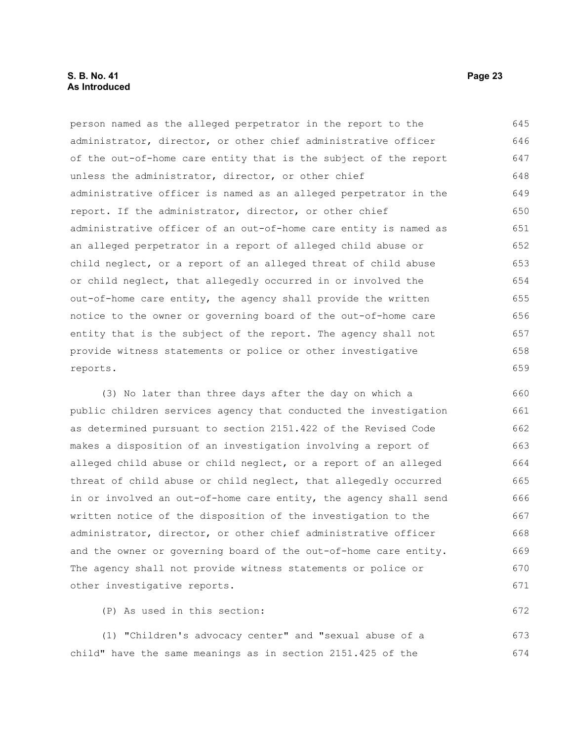person named as the alleged perpetrator in the report to the administrator, director, or other chief administrative officer of the out-of-home care entity that is the subject of the report unless the administrator, director, or other chief administrative officer is named as an alleged perpetrator in the report. If the administrator, director, or other chief administrative officer of an out-of-home care entity is named as an alleged perpetrator in a report of alleged child abuse or child neglect, or a report of an alleged threat of child abuse or child neglect, that allegedly occurred in or involved the out-of-home care entity, the agency shall provide the written notice to the owner or governing board of the out-of-home care entity that is the subject of the report. The agency shall not provide witness statements or police or other investigative reports.

(3) No later than three days after the day on which a public children services agency that conducted the investigation as determined pursuant to section 2151.422 of the Revised Code makes a disposition of an investigation involving a report of alleged child abuse or child neglect, or a report of an alleged threat of child abuse or child neglect, that allegedly occurred in or involved an out-of-home care entity, the agency shall send written notice of the disposition of the investigation to the administrator, director, or other chief administrative officer and the owner or governing board of the out-of-home care entity. The agency shall not provide witness statements or police or other investigative reports.

(P) As used in this section:

(1) "Children's advocacy center" and "sexual abuse of a child" have the same meanings as in section 2151.425 of the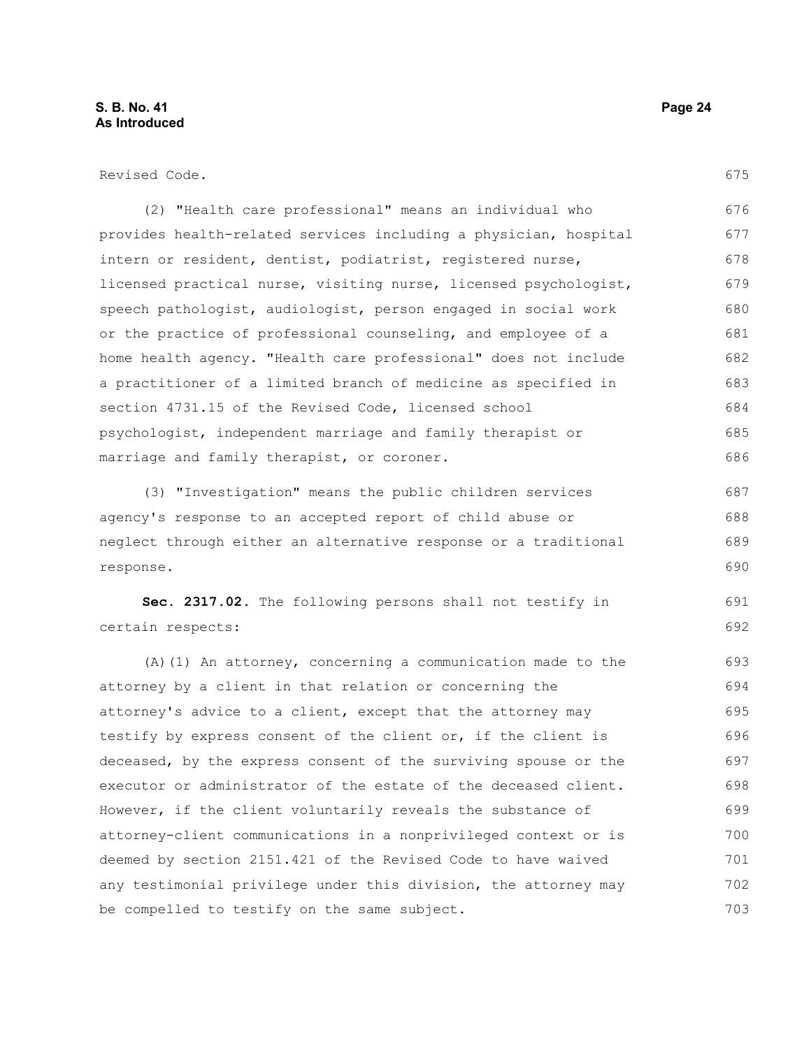Revised Code.

(2) "Health care professional" means an individual who provides health-related services including a physician, hospital intern or resident, dentist, podiatrist, registered nurse, licensed practical nurse, visiting nurse, licensed psychologist, speech pathologist, audiologist, person engaged in social work or the practice of professional counseling, and employee of a home health agency. "Health care professional" does not include a practitioner of a limited branch of medicine as specified in section 4731.15 of the Revised Code, licensed school psychologist, independent marriage and family therapist or marriage and family therapist, or coroner.

(3) "Investigation" means the public children services agency's response to an accepted report of child abuse or neglect through either an alternative response or a traditional response.

**Sec. 2317.02.** The following persons shall not testify in certain respects:

(A)(1) An attorney, concerning a communication made to the attorney by a client in that relation or concerning the attorney's advice to a client, except that the attorney may testify by express consent of the client or, if the client is deceased, by the express consent of the surviving spouse or the executor or administrator of the estate of the deceased client. However, if the client voluntarily reveals the substance of attorney-client communications in a nonprivileged context or is deemed by section 2151.421 of the Revised Code to have waived any testimonial privilege under this division, the attorney may be compelled to testify on the same subject.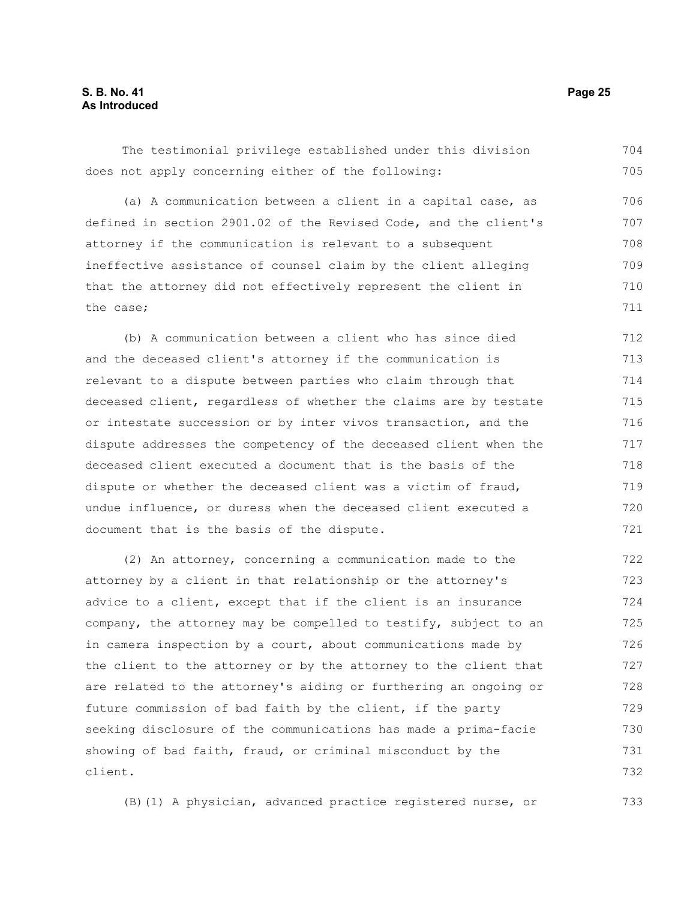The testimonial privilege established under this division does not apply concerning either of the following:

(a) A communication between a client in a capital case, as defined in section 2901.02 of the Revised Code, and the client's attorney if the communication is relevant to a subsequent ineffective assistance of counsel claim by the client alleging that the attorney did not effectively represent the client in the case;

(b) A communication between a client who has since died and the deceased client's attorney if the communication is relevant to a dispute between parties who claim through that deceased client, regardless of whether the claims are by testate or intestate succession or by inter vivos transaction, and the dispute addresses the competency of the deceased client when the deceased client executed a document that is the basis of the dispute or whether the deceased client was a victim of fraud, undue influence, or duress when the deceased client executed a document that is the basis of the dispute.

(2) An attorney, concerning a communication made to the attorney by a client in that relationship or the attorney's advice to a client, except that if the client is an insurance company, the attorney may be compelled to testify, subject to an in camera inspection by a court, about communications made by the client to the attorney or by the attorney to the client that are related to the attorney's aiding or furthering an ongoing or future commission of bad faith by the client, if the party seeking disclosure of the communications has made a prima-facie showing of bad faith, fraud, or criminal misconduct by the client.

(B)(1) A physician, advanced practice registered nurse, or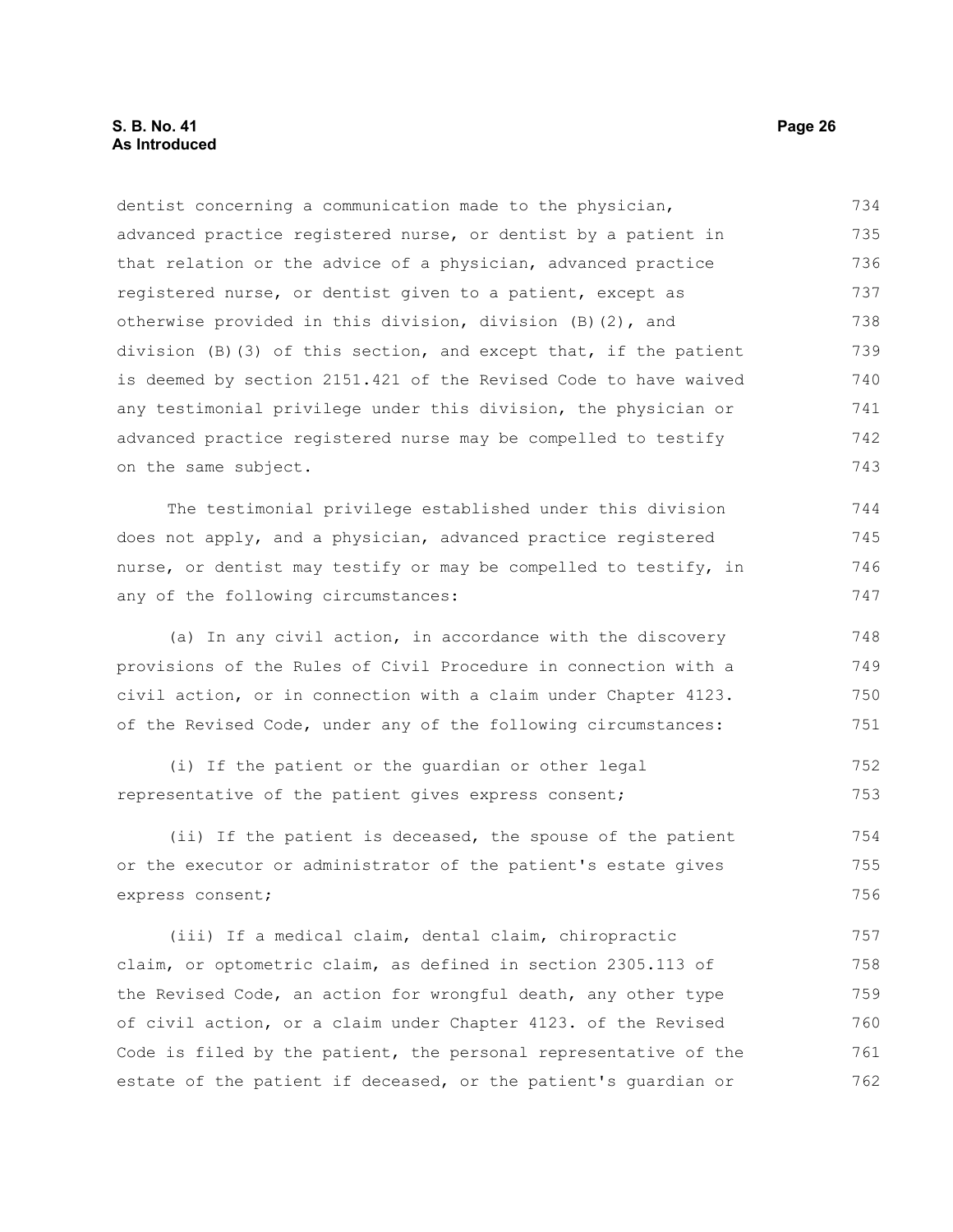dentist concerning a communication made to the physician, advanced practice registered nurse, or dentist by a patient in that relation or the advice of a physician, advanced practice registered nurse, or dentist given to a patient, except as otherwise provided in this division, division (B)(2), and division (B)(3) of this section, and except that, if the patient is deemed by section 2151.421 of the Revised Code to have waived any testimonial privilege under this division, the physician or advanced practice registered nurse may be compelled to testify on the same subject.

The testimonial privilege established under this division does not apply, and a physician, advanced practice registered nurse, or dentist may testify or may be compelled to testify, in any of the following circumstances:

(a) In any civil action, in accordance with the discovery provisions of the Rules of Civil Procedure in connection with a civil action, or in connection with a claim under Chapter 4123. of the Revised Code, under any of the following circumstances:

(i) If the patient or the guardian or other legal representative of the patient gives express consent;

(ii) If the patient is deceased, the spouse of the patient or the executor or administrator of the patient's estate gives express consent;

(iii) If a medical claim, dental claim, chiropractic claim, or optometric claim, as defined in section 2305.113 of the Revised Code, an action for wrongful death, any other type of civil action, or a claim under Chapter 4123. of the Revised Code is filed by the patient, the personal representative of the estate of the patient if deceased, or the patient's guardian or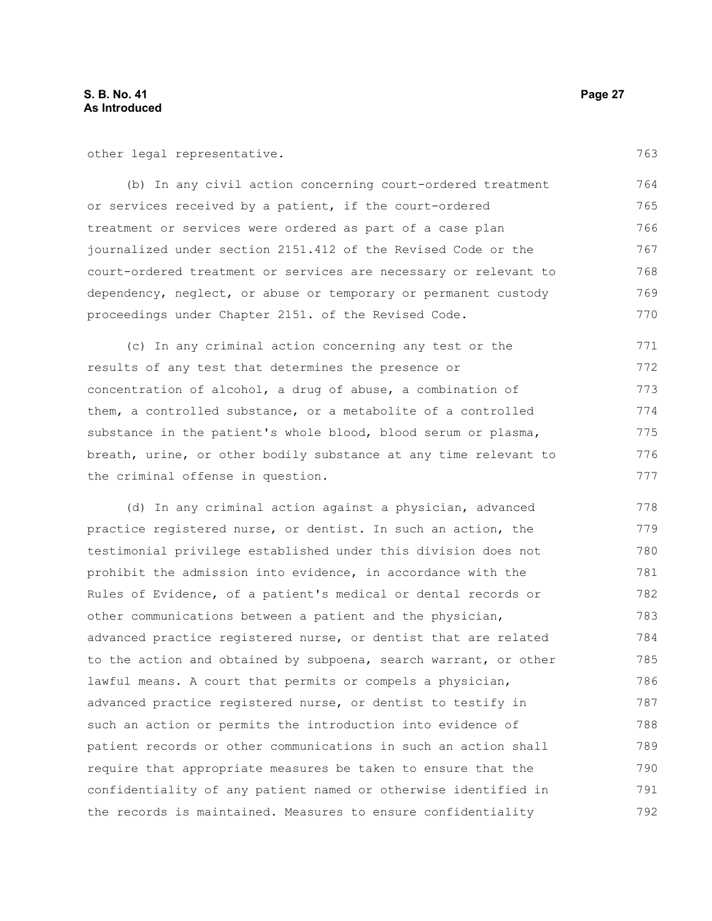other legal representative.

(b) In any civil action concerning court-ordered treatment or services received by a patient, if the court-ordered treatment or services were ordered as part of a case plan journalized under section 2151.412 of the Revised Code or the court-ordered treatment or services are necessary or relevant to dependency, neglect, or abuse or temporary or permanent custody proceedings under Chapter 2151. of the Revised Code.

(c) In any criminal action concerning any test or the results of any test that determines the presence or concentration of alcohol, a drug of abuse, a combination of them, a controlled substance, or a metabolite of a controlled substance in the patient's whole blood, blood serum or plasma, breath, urine, or other bodily substance at any time relevant to the criminal offense in question.

(d) In any criminal action against a physician, advanced practice registered nurse, or dentist. In such an action, the testimonial privilege established under this division does not prohibit the admission into evidence, in accordance with the Rules of Evidence, of a patient's medical or dental records or other communications between a patient and the physician, advanced practice registered nurse, or dentist that are related to the action and obtained by subpoena, search warrant, or other lawful means. A court that permits or compels a physician, advanced practice registered nurse, or dentist to testify in such an action or permits the introduction into evidence of patient records or other communications in such an action shall require that appropriate measures be taken to ensure that the confidentiality of any patient named or otherwise identified in the records is maintained. Measures to ensure confidentiality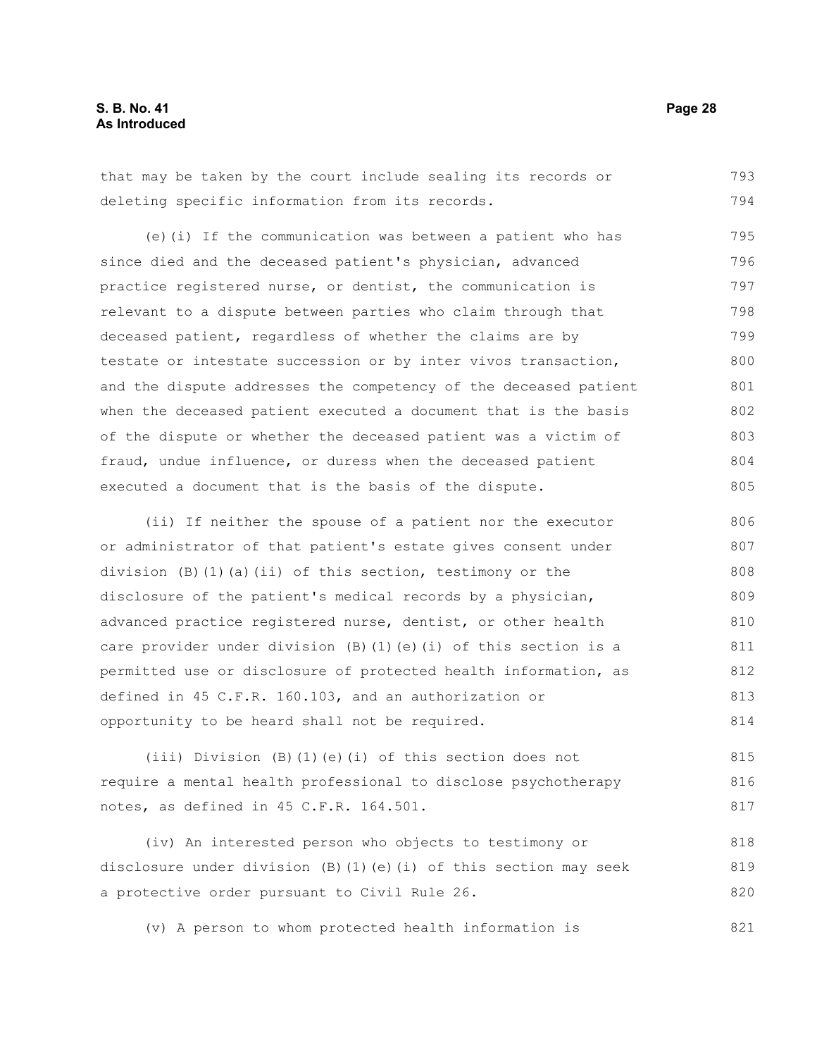that may be taken by the court include sealing its records or deleting specific information from its records.

(e)(i) If the communication was between a patient who has since died and the deceased patient's physician, advanced practice registered nurse, or dentist, the communication is relevant to a dispute between parties who claim through that deceased patient, regardless of whether the claims are by testate or intestate succession or by inter vivos transaction, and the dispute addresses the competency of the deceased patient when the deceased patient executed a document that is the basis of the dispute or whether the deceased patient was a victim of fraud, undue influence, or duress when the deceased patient executed a document that is the basis of the dispute.

(ii) If neither the spouse of a patient nor the executor or administrator of that patient's estate gives consent under division (B)(1)(a)(ii) of this section, testimony or the disclosure of the patient's medical records by a physician, advanced practice registered nurse, dentist, or other health care provider under division (B)(1)(e)(i) of this section is a permitted use or disclosure of protected health information, as defined in 45 C.F.R. 160.103, and an authorization or opportunity to be heard shall not be required.

(iii) Division (B)(1)(e)(i) of this section does not require a mental health professional to disclose psychotherapy notes, as defined in 45 C.F.R. 164.501.

(iv) An interested person who objects to testimony or disclosure under division (B)(1)(e)(i) of this section may seek a protective order pursuant to Civil Rule 26.

(v) A person to whom protected health information is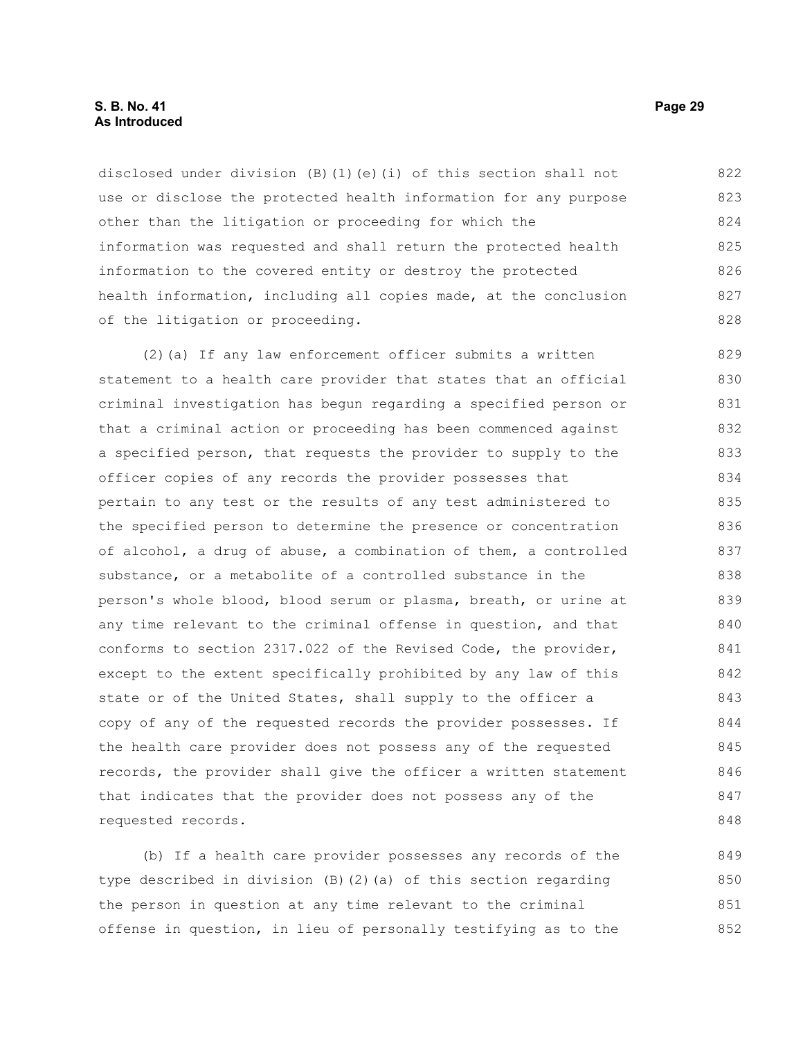disclosed under division (B)(1)(e)(i) of this section shall not use or disclose the protected health information for any purpose other than the litigation or proceeding for which the information was requested and shall return the protected health information to the covered entity or destroy the protected health information, including all copies made, at the conclusion of the litigation or proceeding.

(2)(a) If any law enforcement officer submits a written statement to a health care provider that states that an official criminal investigation has begun regarding a specified person or that a criminal action or proceeding has been commenced against a specified person, that requests the provider to supply to the officer copies of any records the provider possesses that pertain to any test or the results of any test administered to the specified person to determine the presence or concentration of alcohol, a drug of abuse, a combination of them, a controlled substance, or a metabolite of a controlled substance in the person's whole blood, blood serum or plasma, breath, or urine at any time relevant to the criminal offense in question, and that conforms to section 2317.022 of the Revised Code, the provider, except to the extent specifically prohibited by any law of this state or of the United States, shall supply to the officer a copy of any of the requested records the provider possesses. If the health care provider does not possess any of the requested records, the provider shall give the officer a written statement that indicates that the provider does not possess any of the requested records.

(b) If a health care provider possesses any records of the type described in division (B)(2)(a) of this section regarding the person in question at any time relevant to the criminal offense in question, in lieu of personally testifying as to the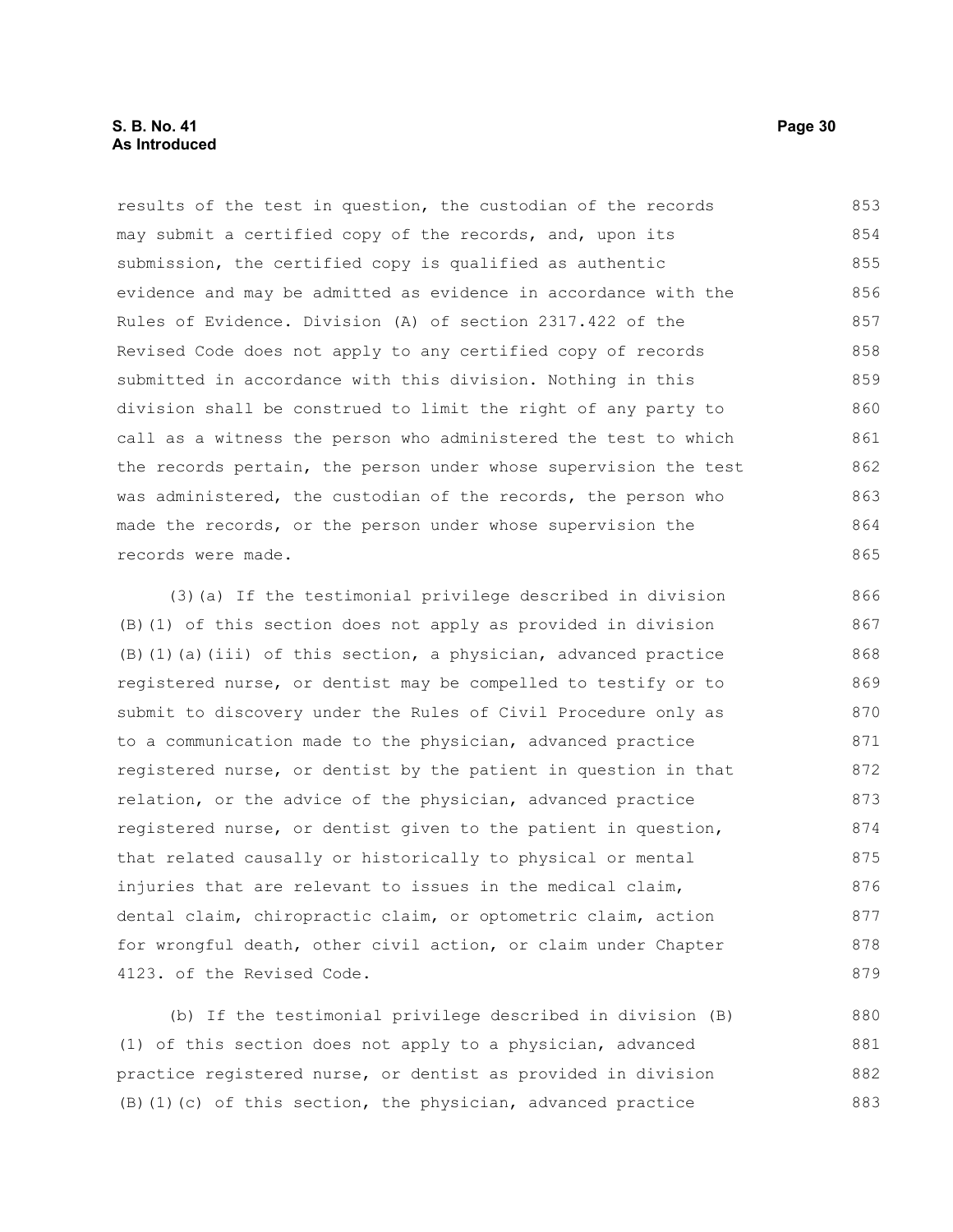results of the test in question, the custodian of the records may submit a certified copy of the records, and, upon its submission, the certified copy is qualified as authentic evidence and may be admitted as evidence in accordance with the Rules of Evidence. Division (A) of section 2317.422 of the Revised Code does not apply to any certified copy of records submitted in accordance with this division. Nothing in this division shall be construed to limit the right of any party to call as a witness the person who administered the test to which the records pertain, the person under whose supervision the test was administered, the custodian of the records, the person who made the records, or the person under whose supervision the records were made.

(3)(a) If the testimonial privilege described in division (B)(1) of this section does not apply as provided in division (B)(1)(a)(iii) of this section, a physician, advanced practice registered nurse, or dentist may be compelled to testify or to submit to discovery under the Rules of Civil Procedure only as to a communication made to the physician, advanced practice registered nurse, or dentist by the patient in question in that relation, or the advice of the physician, advanced practice registered nurse, or dentist given to the patient in question, that related causally or historically to physical or mental injuries that are relevant to issues in the medical claim, dental claim, chiropractic claim, or optometric claim, action for wrongful death, other civil action, or claim under Chapter 4123. of the Revised Code.

(b) If the testimonial privilege described in division (B)(1) of this section does not apply to a physician, advanced practice registered nurse, or dentist as provided in division (B)(1)(c) of this section, the physician, advanced practice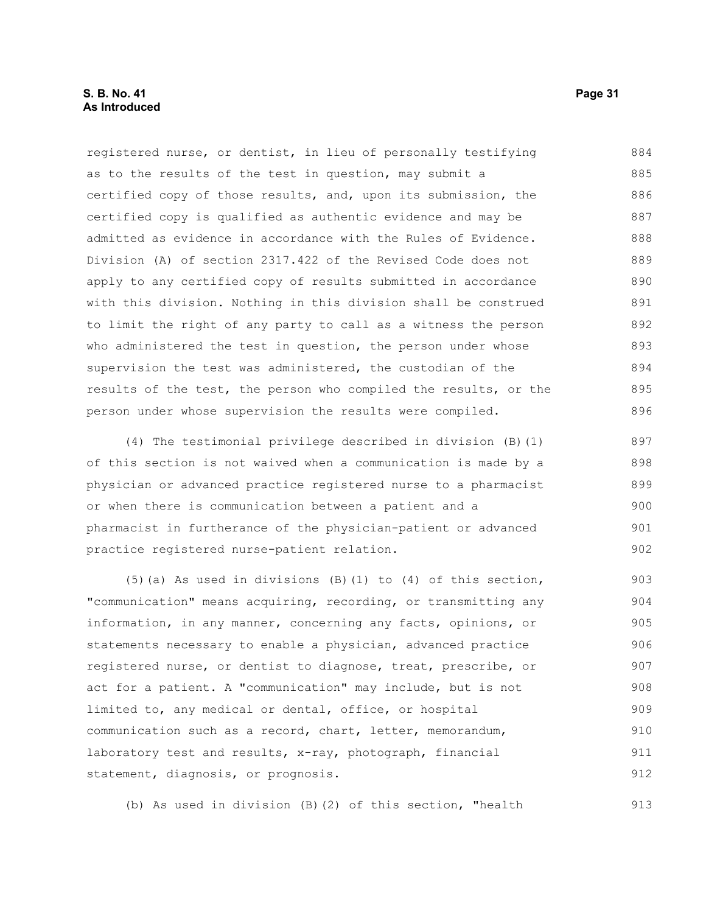registered nurse, or dentist, in lieu of personally testifying as to the results of the test in question, may submit a certified copy of those results, and, upon its submission, the certified copy is qualified as authentic evidence and may be admitted as evidence in accordance with the Rules of Evidence. Division (A) of section 2317.422 of the Revised Code does not apply to any certified copy of results submitted in accordance with this division. Nothing in this division shall be construed to limit the right of any party to call as a witness the person who administered the test in question, the person under whose supervision the test was administered, the custodian of the results of the test, the person who compiled the results, or the person under whose supervision the results were compiled.

(4) The testimonial privilege described in division (B)(1) of this section is not waived when a communication is made by a physician or advanced practice registered nurse to a pharmacist or when there is communication between a patient and a pharmacist in furtherance of the physician-patient or advanced practice registered nurse-patient relation.

(5)(a) As used in divisions (B)(1) to (4) of this section, "communication" means acquiring, recording, or transmitting any information, in any manner, concerning any facts, opinions, or statements necessary to enable a physician, advanced practice registered nurse, or dentist to diagnose, treat, prescribe, or act for a patient. A "communication" may include, but is not limited to, any medical or dental, office, or hospital communication such as a record, chart, letter, memorandum, laboratory test and results, x-ray, photograph, financial statement, diagnosis, or prognosis.

(b) As used in division (B)(2) of this section, "health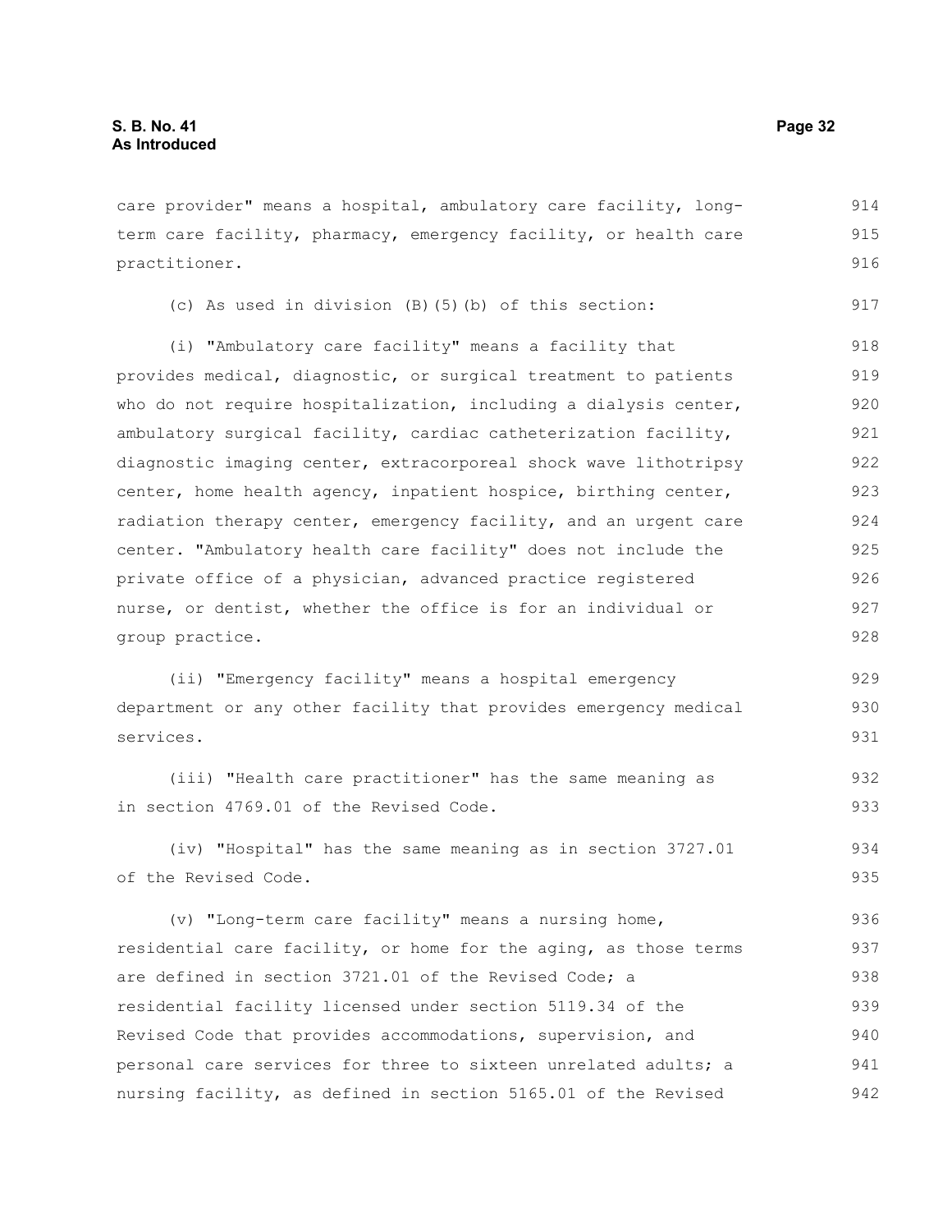care provider" means a hospital, ambulatory care facility, long-term care facility, pharmacy, emergency facility, or health care practitioner.

(c) As used in division (B)(5)(b) of this section:

(i) "Ambulatory care facility" means a facility that provides medical, diagnostic, or surgical treatment to patients who do not require hospitalization, including a dialysis center, ambulatory surgical facility, cardiac catheterization facility, diagnostic imaging center, extracorporeal shock wave lithotripsy center, home health agency, inpatient hospice, birthing center, radiation therapy center, emergency facility, and an urgent care center. "Ambulatory health care facility" does not include the private office of a physician, advanced practice registered nurse, or dentist, whether the office is for an individual or group practice.

(ii) "Emergency facility" means a hospital emergency department or any other facility that provides emergency medical services.

(iii) "Health care practitioner" has the same meaning as in section 4769.01 of the Revised Code.

(iv) "Hospital" has the same meaning as in section 3727.01 of the Revised Code.

(v) "Long-term care facility" means a nursing home, residential care facility, or home for the aging, as those terms are defined in section 3721.01 of the Revised Code; a residential facility licensed under section 5119.34 of the Revised Code that provides accommodations, supervision, and personal care services for three to sixteen unrelated adults; a nursing facility, as defined in section 5165.01 of the Revised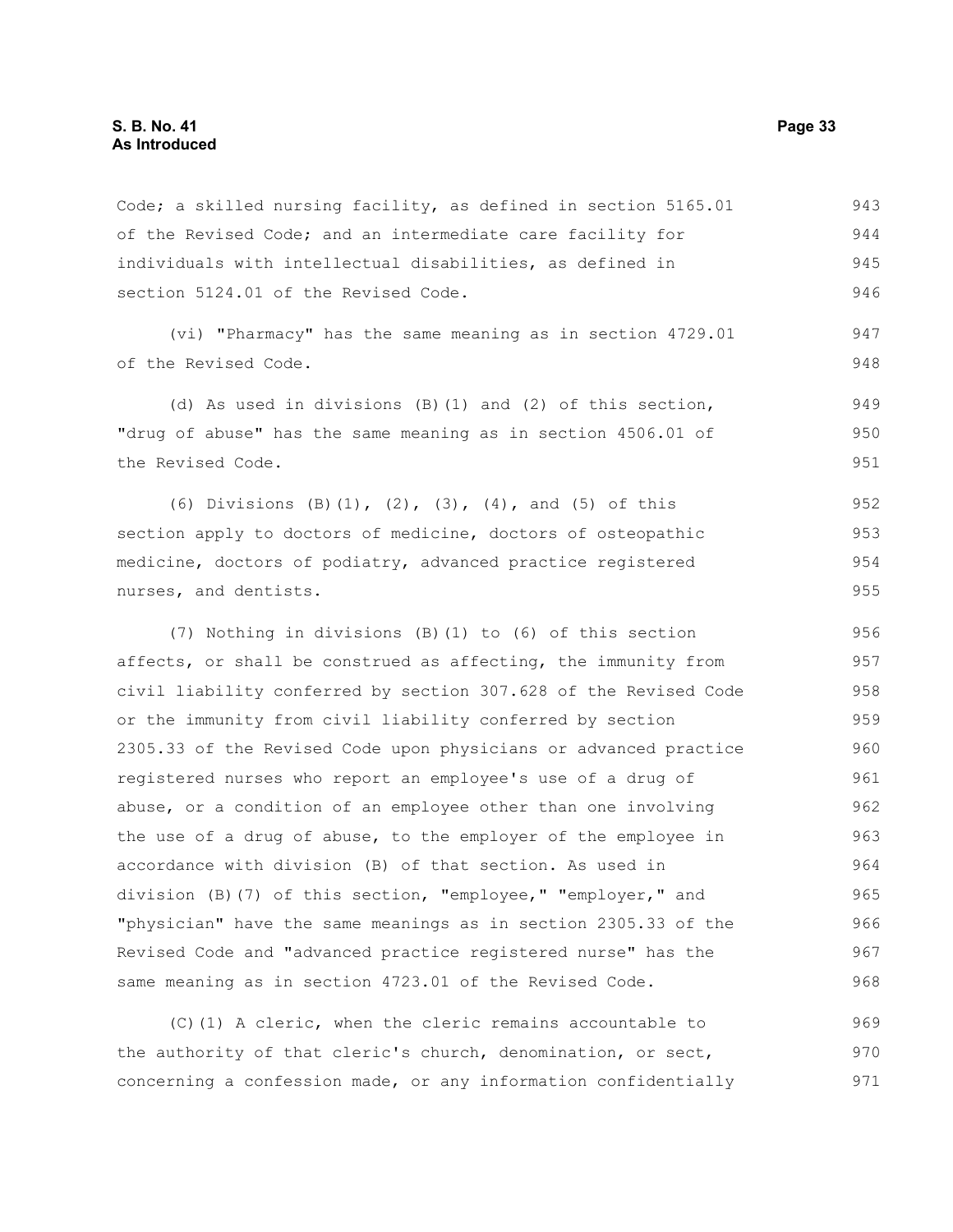Code; a skilled nursing facility, as defined in section 5165.01 of the Revised Code; and an intermediate care facility for individuals with intellectual disabilities, as defined in section 5124.01 of the Revised Code.

(vi) "Pharmacy" has the same meaning as in section 4729.01 of the Revised Code.

(d) As used in divisions (B)(1) and (2) of this section, "drug of abuse" has the same meaning as in section 4506.01 of the Revised Code.

(6) Divisions (B)(1), (2), (3), (4), and (5) of this section apply to doctors of medicine, doctors of osteopathic medicine, doctors of podiatry, advanced practice registered nurses, and dentists.

(7) Nothing in divisions (B)(1) to (6) of this section affects, or shall be construed as affecting, the immunity from civil liability conferred by section 307.628 of the Revised Code or the immunity from civil liability conferred by section 2305.33 of the Revised Code upon physicians or advanced practice registered nurses who report an employee's use of a drug of abuse, or a condition of an employee other than one involving the use of a drug of abuse, to the employer of the employee in accordance with division (B) of that section. As used in division (B)(7) of this section, "employee," "employer," and "physician" have the same meanings as in section 2305.33 of the Revised Code and "advanced practice registered nurse" has the same meaning as in section 4723.01 of the Revised Code.

(C)(1) A cleric, when the cleric remains accountable to the authority of that cleric's church, denomination, or sect, concerning a confession made, or any information confidentially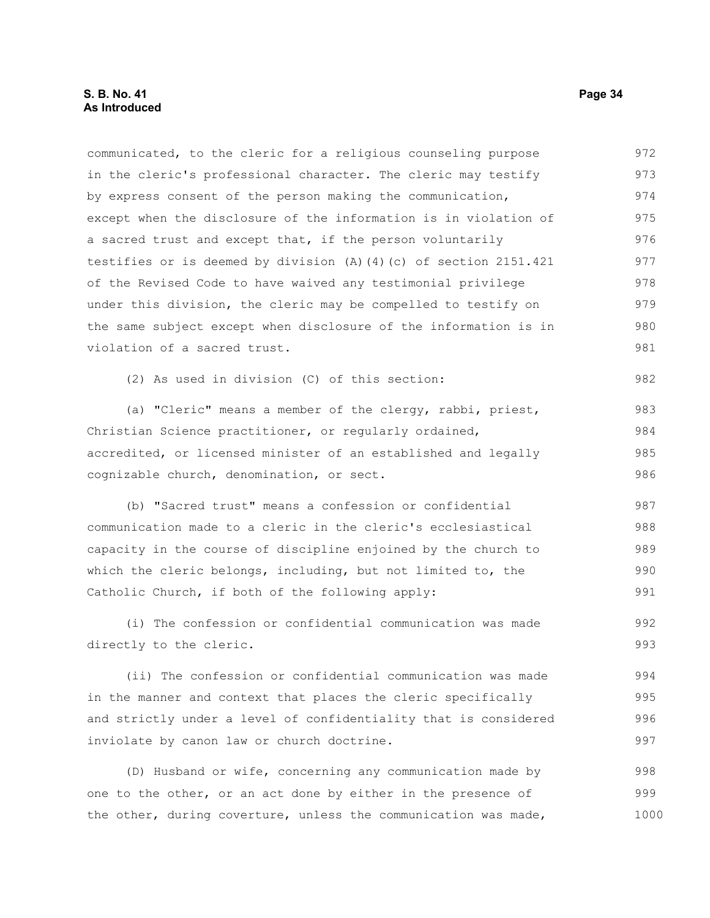communicated, to the cleric for a religious counseling purpose in the cleric's professional character. The cleric may testify by express consent of the person making the communication, except when the disclosure of the information is in violation of a sacred trust and except that, if the person voluntarily testifies or is deemed by division (A)(4)(c) of section 2151.421 of the Revised Code to have waived any testimonial privilege under this division, the cleric may be compelled to testify on the same subject except when disclosure of the information is in violation of a sacred trust.

(2) As used in division (C) of this section:

(a) "Cleric" means a member of the clergy, rabbi, priest, Christian Science practitioner, or regularly ordained, accredited, or licensed minister of an established and legally cognizable church, denomination, or sect.

(b) "Sacred trust" means a confession or confidential communication made to a cleric in the cleric's ecclesiastical capacity in the course of discipline enjoined by the church to which the cleric belongs, including, but not limited to, the Catholic Church, if both of the following apply:

(i) The confession or confidential communication was made directly to the cleric.

(ii) The confession or confidential communication was made in the manner and context that places the cleric specifically and strictly under a level of confidentiality that is considered inviolate by canon law or church doctrine.

(D) Husband or wife, concerning any communication made by one to the other, or an act done by either in the presence of the other, during coverture, unless the communication was made,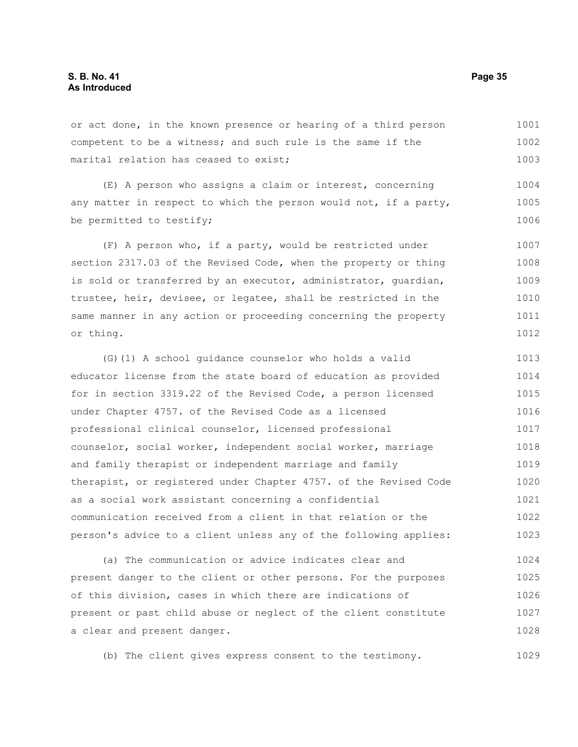or act done, in the known presence or hearing of a third person competent to be a witness; and such rule is the same if the marital relation has ceased to exist;

(E) A person who assigns a claim or interest, concerning any matter in respect to which the person would not, if a party, be permitted to testify;

(F) A person who, if a party, would be restricted under section 2317.03 of the Revised Code, when the property or thing is sold or transferred by an executor, administrator, guardian, trustee, heir, devisee, or legatee, shall be restricted in the same manner in any action or proceeding concerning the property or thing.

(G)(1) A school guidance counselor who holds a valid educator license from the state board of education as provided for in section 3319.22 of the Revised Code, a person licensed under Chapter 4757. of the Revised Code as a licensed professional clinical counselor, licensed professional counselor, social worker, independent social worker, marriage and family therapist or independent marriage and family therapist, or registered under Chapter 4757. of the Revised Code as a social work assistant concerning a confidential communication received from a client in that relation or the person's advice to a client unless any of the following applies:

(a) The communication or advice indicates clear and present danger to the client or other persons. For the purposes of this division, cases in which there are indications of present or past child abuse or neglect of the client constitute a clear and present danger.

(b) The client gives express consent to the testimony.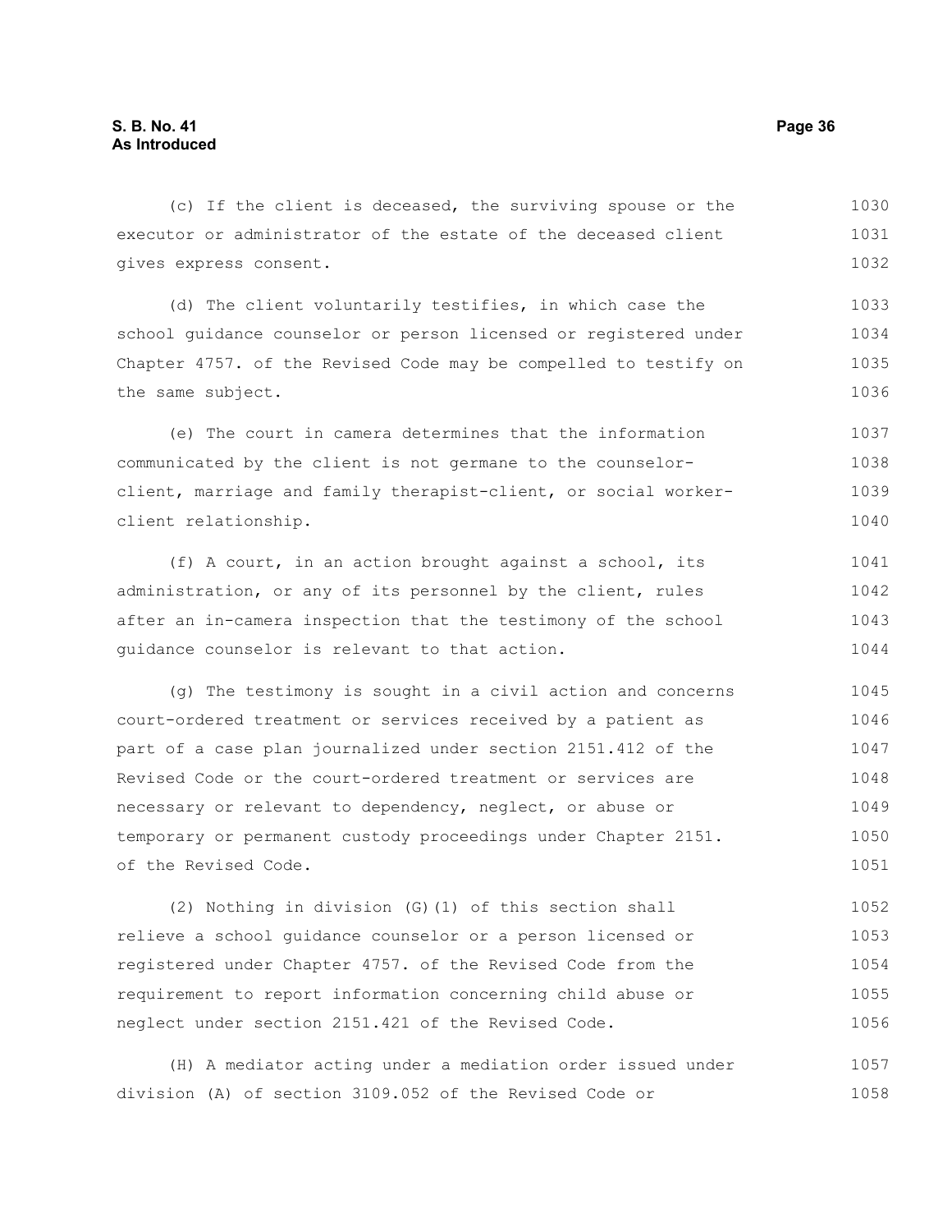(c) If the client is deceased, the surviving spouse or the executor or administrator of the estate of the deceased client gives express consent.

(d) The client voluntarily testifies, in which case the school guidance counselor or person licensed or registered under Chapter 4757. of the Revised Code may be compelled to testify on the same subject.

(e) The court in camera determines that the information communicated by the client is not germane to the counselor-client, marriage and family therapist-client, or social worker-client relationship.

(f) A court, in an action brought against a school, its administration, or any of its personnel by the client, rules after an in-camera inspection that the testimony of the school guidance counselor is relevant to that action.

(g) The testimony is sought in a civil action and concerns court-ordered treatment or services received by a patient as part of a case plan journalized under section 2151.412 of the Revised Code or the court-ordered treatment or services are necessary or relevant to dependency, neglect, or abuse or temporary or permanent custody proceedings under Chapter 2151. of the Revised Code.

(2) Nothing in division (G)(1) of this section shall relieve a school guidance counselor or a person licensed or registered under Chapter 4757. of the Revised Code from the requirement to report information concerning child abuse or neglect under section 2151.421 of the Revised Code.

(H) A mediator acting under a mediation order issued under division (A) of section 3109.052 of the Revised Code or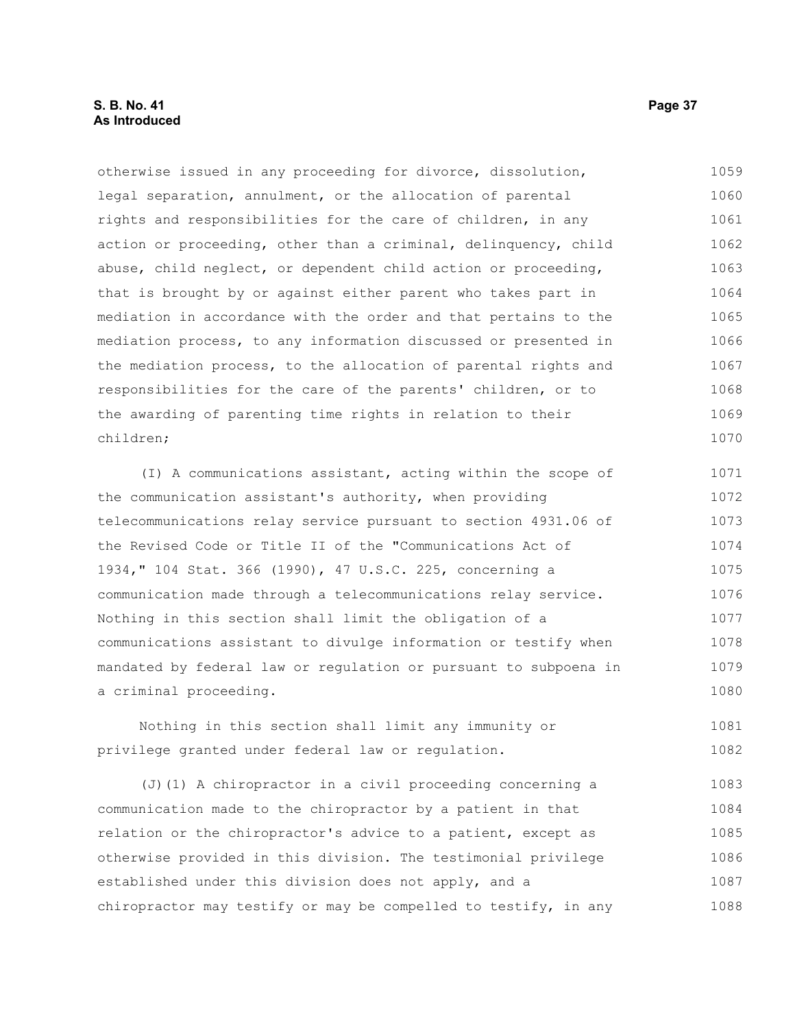otherwise issued in any proceeding for divorce, dissolution, legal separation, annulment, or the allocation of parental rights and responsibilities for the care of children, in any action or proceeding, other than a criminal, delinquency, child abuse, child neglect, or dependent child action or proceeding, that is brought by or against either parent who takes part in mediation in accordance with the order and that pertains to the mediation process, to any information discussed or presented in the mediation process, to the allocation of parental rights and responsibilities for the care of the parents' children, or to the awarding of parenting time rights in relation to their children;

(I) A communications assistant, acting within the scope of the communication assistant's authority, when providing telecommunications relay service pursuant to section 4931.06 of the Revised Code or Title II of the "Communications Act of 1934," 104 Stat. 366 (1990), 47 U.S.C. 225, concerning a communication made through a telecommunications relay service. Nothing in this section shall limit the obligation of a communications assistant to divulge information or testify when mandated by federal law or regulation or pursuant to subpoena in a criminal proceeding.

Nothing in this section shall limit any immunity or privilege granted under federal law or regulation.

(J)(1) A chiropractor in a civil proceeding concerning a communication made to the chiropractor by a patient in that relation or the chiropractor's advice to a patient, except as otherwise provided in this division. The testimonial privilege established under this division does not apply, and a chiropractor may testify or may be compelled to testify, in any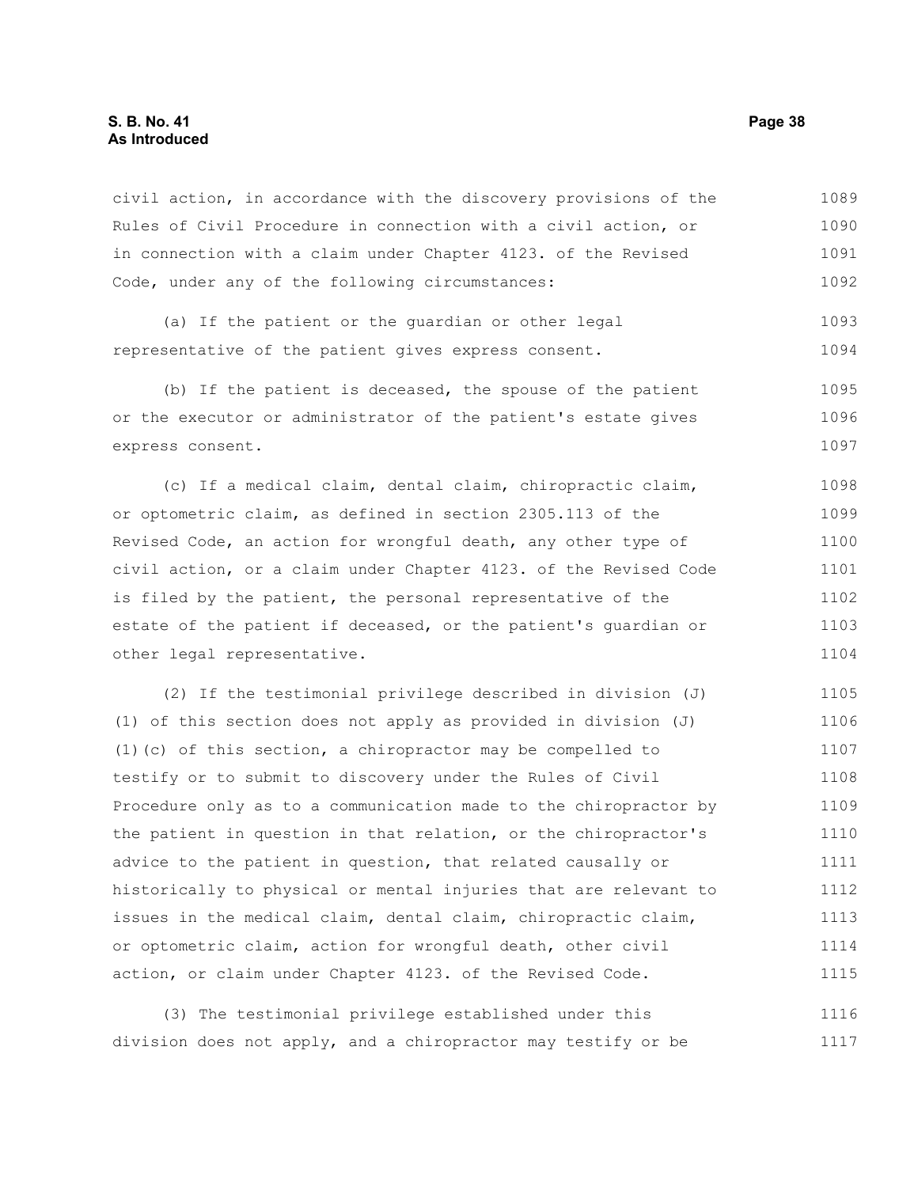civil action, in accordance with the discovery provisions of the Rules of Civil Procedure in connection with a civil action, or in connection with a claim under Chapter 4123. of the Revised Code, under any of the following circumstances:

(a) If the patient or the guardian or other legal representative of the patient gives express consent.

(b) If the patient is deceased, the spouse of the patient or the executor or administrator of the patient's estate gives express consent.

(c) If a medical claim, dental claim, chiropractic claim, or optometric claim, as defined in section 2305.113 of the Revised Code, an action for wrongful death, any other type of civil action, or a claim under Chapter 4123. of the Revised Code is filed by the patient, the personal representative of the estate of the patient if deceased, or the patient's guardian or other legal representative.

(2) If the testimonial privilege described in division (J)(1) of this section does not apply as provided in division (J)(1)(c) of this section, a chiropractor may be compelled to testify or to submit to discovery under the Rules of Civil Procedure only as to a communication made to the chiropractor by the patient in question in that relation, or the chiropractor's advice to the patient in question, that related causally or historically to physical or mental injuries that are relevant to issues in the medical claim, dental claim, chiropractic claim, or optometric claim, action for wrongful death, other civil action, or claim under Chapter 4123. of the Revised Code.

(3) The testimonial privilege established under this division does not apply, and a chiropractor may testify or be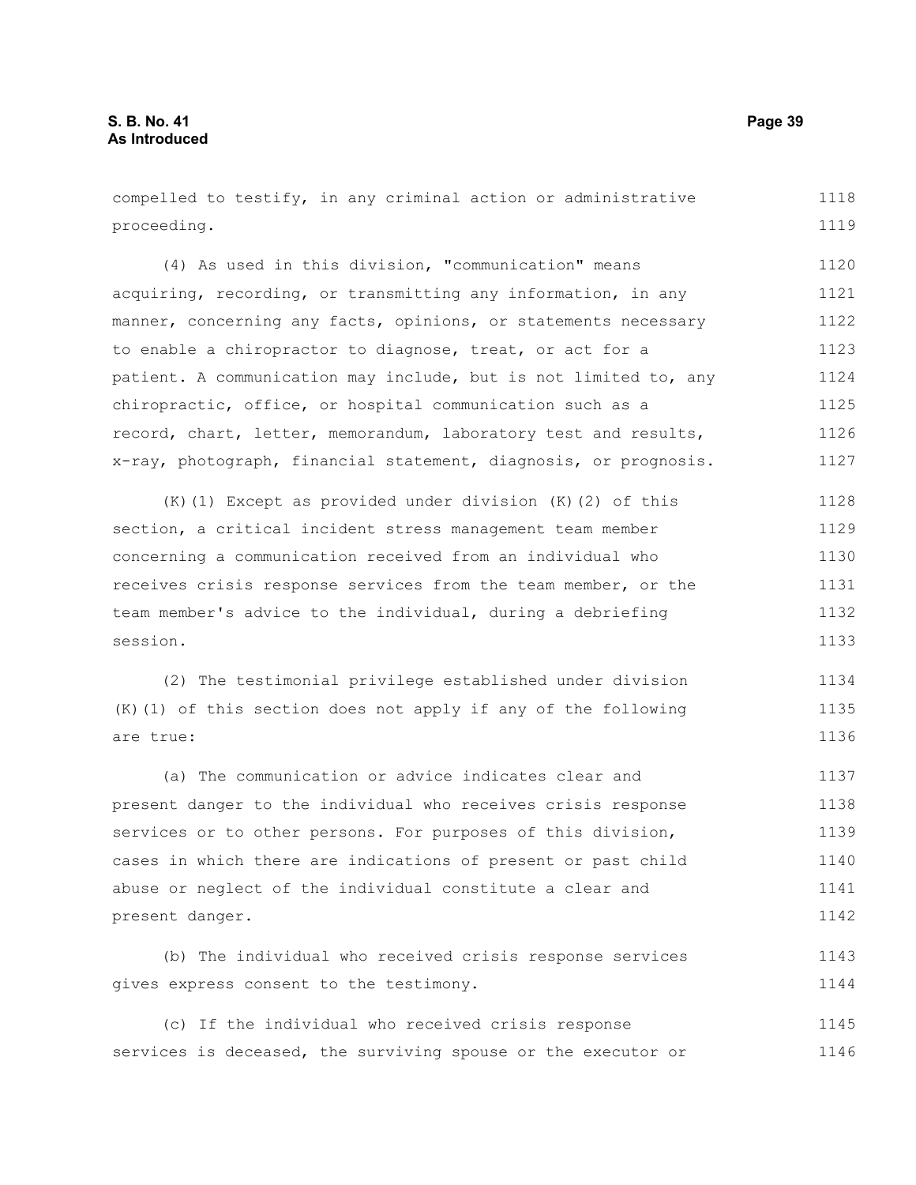compelled to testify, in any criminal action or administrative proceeding.

(4) As used in this division, "communication" means acquiring, recording, or transmitting any information, in any manner, concerning any facts, opinions, or statements necessary to enable a chiropractor to diagnose, treat, or act for a patient. A communication may include, but is not limited to, any chiropractic, office, or hospital communication such as a record, chart, letter, memorandum, laboratory test and results, x-ray, photograph, financial statement, diagnosis, or prognosis.

(K)(1) Except as provided under division (K)(2) of this section, a critical incident stress management team member concerning a communication received from an individual who receives crisis response services from the team member, or the team member's advice to the individual, during a debriefing session.

(2) The testimonial privilege established under division (K)(1) of this section does not apply if any of the following are true:

(a) The communication or advice indicates clear and present danger to the individual who receives crisis response services or to other persons. For purposes of this division, cases in which there are indications of present or past child abuse or neglect of the individual constitute a clear and present danger.

(b) The individual who received crisis response services gives express consent to the testimony.

(c) If the individual who received crisis response services is deceased, the surviving spouse or the executor or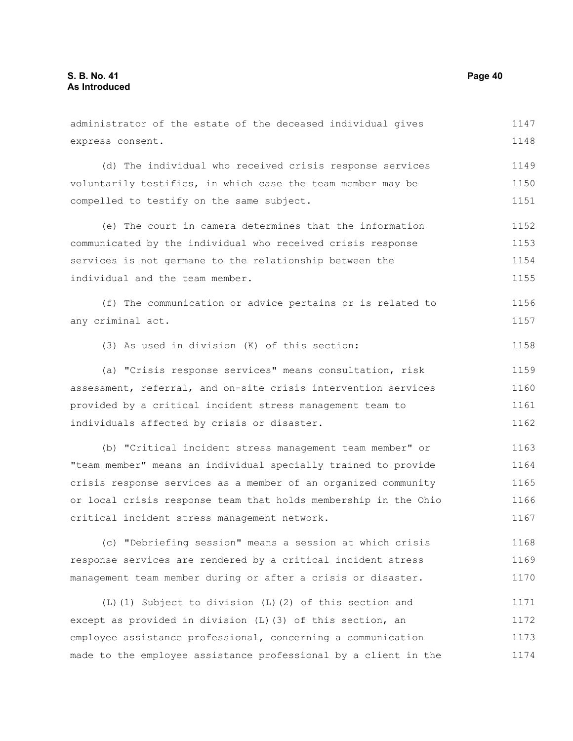administrator of the estate of the deceased individual gives express consent.

(d) The individual who received crisis response services voluntarily testifies, in which case the team member may be compelled to testify on the same subject.

(e) The court in camera determines that the information communicated by the individual who received crisis response services is not germane to the relationship between the individual and the team member.

(f) The communication or advice pertains or is related to any criminal act.

(3) As used in division (K) of this section:

(a) "Crisis response services" means consultation, risk assessment, referral, and on-site crisis intervention services provided by a critical incident stress management team to individuals affected by crisis or disaster.

(b) "Critical incident stress management team member" or "team member" means an individual specially trained to provide crisis response services as a member of an organized community or local crisis response team that holds membership in the Ohio critical incident stress management network.

(c) "Debriefing session" means a session at which crisis response services are rendered by a critical incident stress management team member during or after a crisis or disaster.

(L)(1) Subject to division (L)(2) of this section and except as provided in division (L)(3) of this section, an employee assistance professional, concerning a communication made to the employee assistance professional by a client in the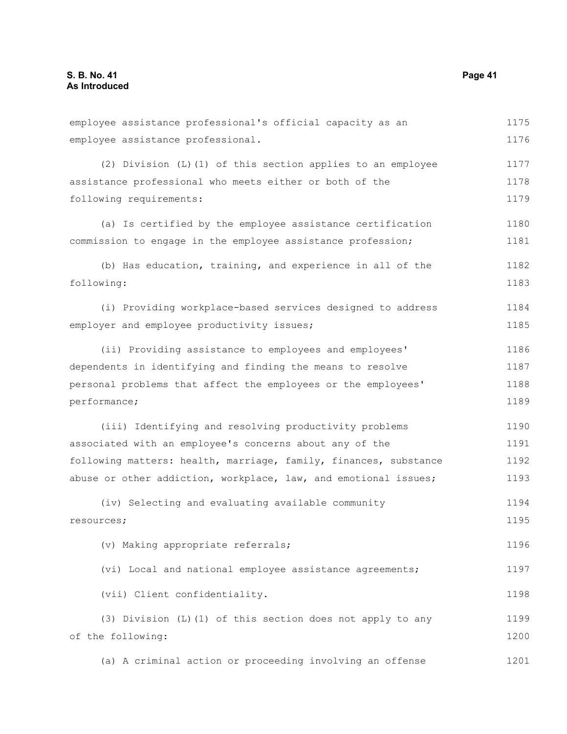employee assistance professional's official capacity as an employee assistance professional.

(2) Division (L)(1) of this section applies to an employee assistance professional who meets either or both of the following requirements:

(a) Is certified by the employee assistance certification commission to engage in the employee assistance profession;

(b) Has education, training, and experience in all of the following:

(i) Providing workplace-based services designed to address employer and employee productivity issues;

(ii) Providing assistance to employees and employees' dependents in identifying and finding the means to resolve personal problems that affect the employees or the employees' performance;

(iii) Identifying and resolving productivity problems associated with an employee's concerns about any of the following matters: health, marriage, family, finances, substance abuse or other addiction, workplace, law, and emotional issues;

(iv) Selecting and evaluating available community resources;

(v) Making appropriate referrals;

(vi) Local and national employee assistance agreements;

(vii) Client confidentiality.

(3) Division (L)(1) of this section does not apply to any of the following:

(a) A criminal action or proceeding involving an offense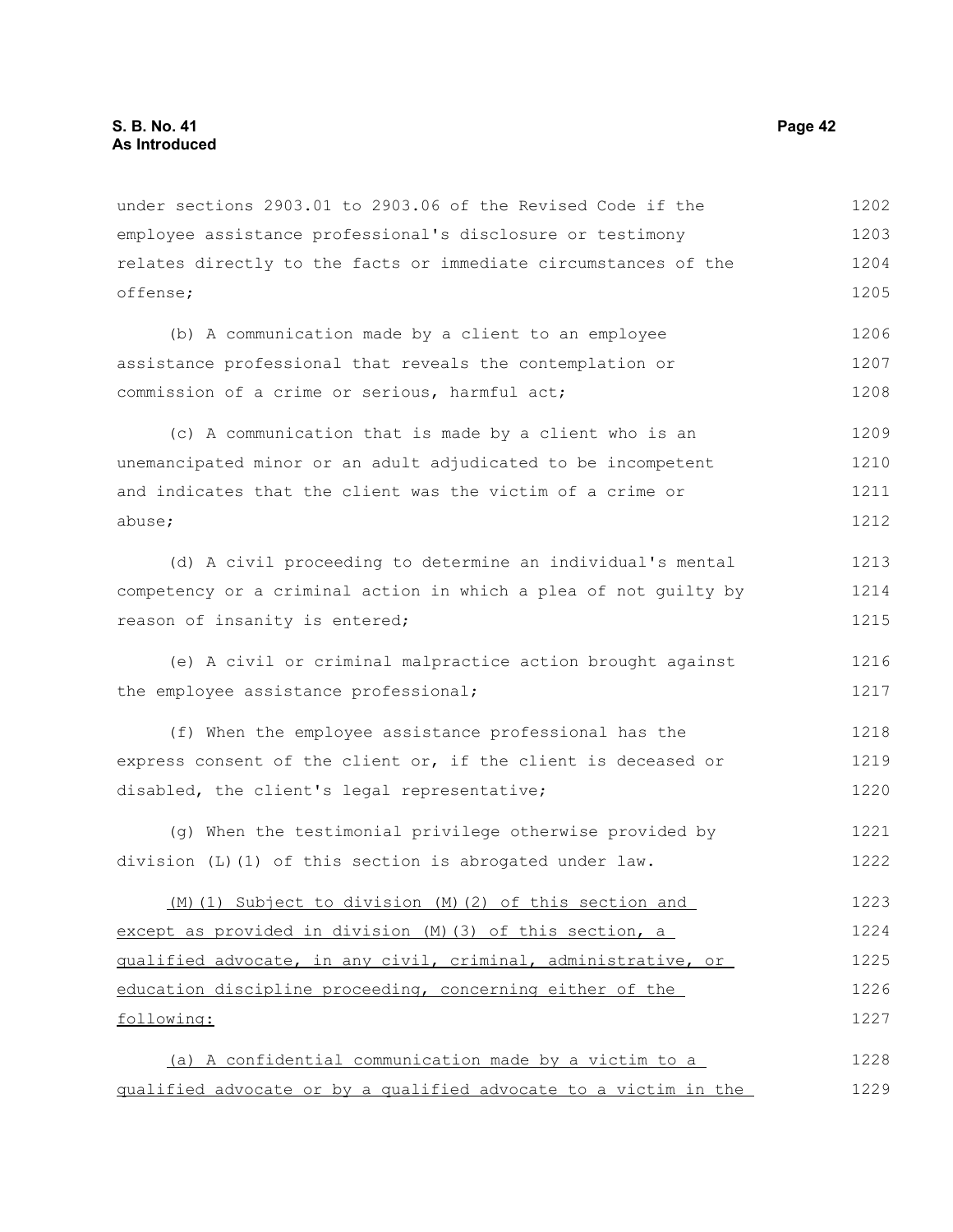under sections 2903.01 to 2903.06 of the Revised Code if the employee assistance professional's disclosure or testimony relates directly to the facts or immediate circumstances of the offense;

(b) A communication made by a client to an employee assistance professional that reveals the contemplation or commission of a crime or serious, harmful act;

(c) A communication that is made by a client who is an unemancipated minor or an adult adjudicated to be incompetent and indicates that the client was the victim of a crime or abuse;

(d) A civil proceeding to determine an individual's mental competency or a criminal action in which a plea of not guilty by reason of insanity is entered;

(e) A civil or criminal malpractice action brought against the employee assistance professional;

(f) When the employee assistance professional has the express consent of the client or, if the client is deceased or disabled, the client's legal representative;

(g) When the testimonial privilege otherwise provided by division (L)(1) of this section is abrogated under law.

(M)(1) Subject to division (M)(2) of this section and except as provided in division (M)(3) of this section, a qualified advocate, in any civil, criminal, administrative, or education discipline proceeding, concerning either of the following:

(a) A confidential communication made by a victim to a qualified advocate or by a qualified advocate to a victim in the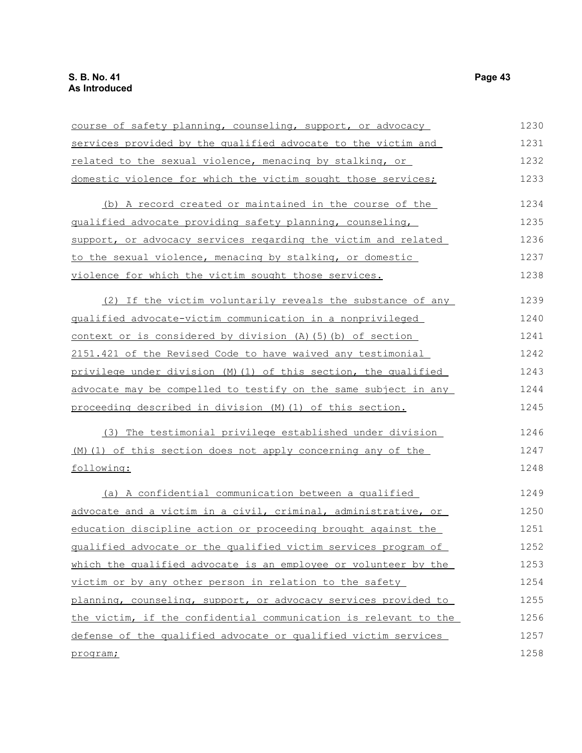course of safety planning, counseling, support, or advocacy services provided by the qualified advocate to the victim and related to the sexual violence, menacing by stalking, or domestic violence for which the victim sought those services;

(b) A record created or maintained in the course of the qualified advocate providing safety planning, counseling, support, or advocacy services regarding the victim and related to the sexual violence, menacing by stalking, or domestic violence for which the victim sought those services.

(2) If the victim voluntarily reveals the substance of any qualified advocate-victim communication in a nonprivileged context or is considered by division (A)(5)(b) of section 2151.421 of the Revised Code to have waived any testimonial privilege under division (M)(1) of this section, the qualified advocate may be compelled to testify on the same subject in any proceeding described in division (M)(1) of this section.

(3) The testimonial privilege established under division (M)(1) of this section does not apply concerning any of the following:

(a) A confidential communication between a qualified advocate and a victim in a civil, criminal, administrative, or education discipline action or proceeding brought against the qualified advocate or the qualified victim services program of which the qualified advocate is an employee or volunteer by the victim or by any other person in relation to the safety planning, counseling, support, or advocacy services provided to the victim, if the confidential communication is relevant to the defense of the qualified advocate or qualified victim services program;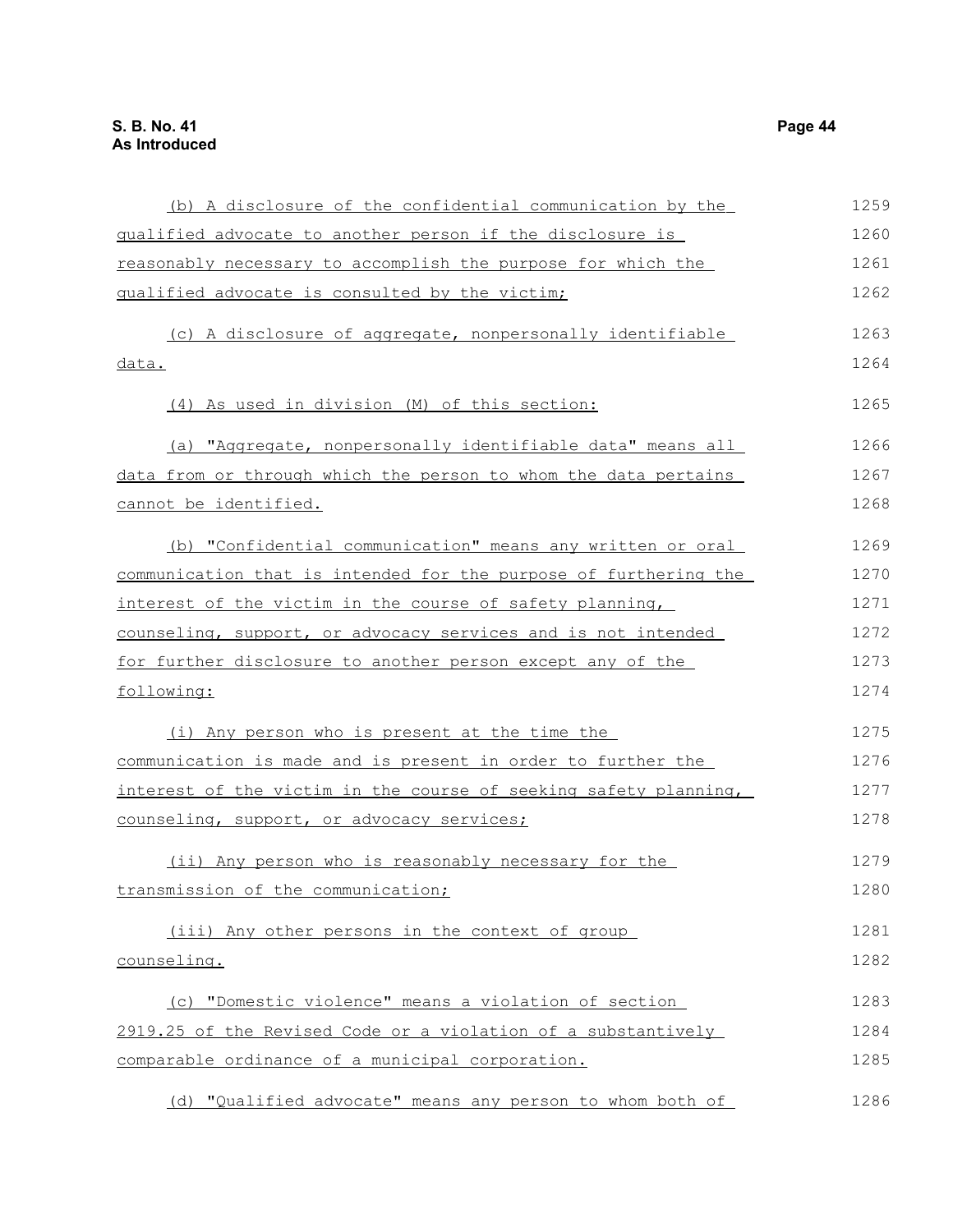(b) A disclosure of the confidential communication by the qualified advocate to another person if the disclosure is reasonably necessary to accomplish the purpose for which the qualified advocate is consulted by the victim;

(c) A disclosure of aggregate, nonpersonally identifiable data.

(4) As used in division (M) of this section:

(a) "Aggregate, nonpersonally identifiable data" means all data from or through which the person to whom the data pertains cannot be identified.

(b) "Confidential communication" means any written or oral communication that is intended for the purpose of furthering the interest of the victim in the course of safety planning, counseling, support, or advocacy services and is not intended for further disclosure to another person except any of the following:

(i) Any person who is present at the time the communication is made and is present in order to further the interest of the victim in the course of seeking safety planning, counseling, support, or advocacy services;

(ii) Any person who is reasonably necessary for the transmission of the communication;

(iii) Any other persons in the context of group counseling.

(c) "Domestic violence" means a violation of section 2919.25 of the Revised Code or a violation of a substantively comparable ordinance of a municipal corporation.

(d) "Qualified advocate" means any person to whom both of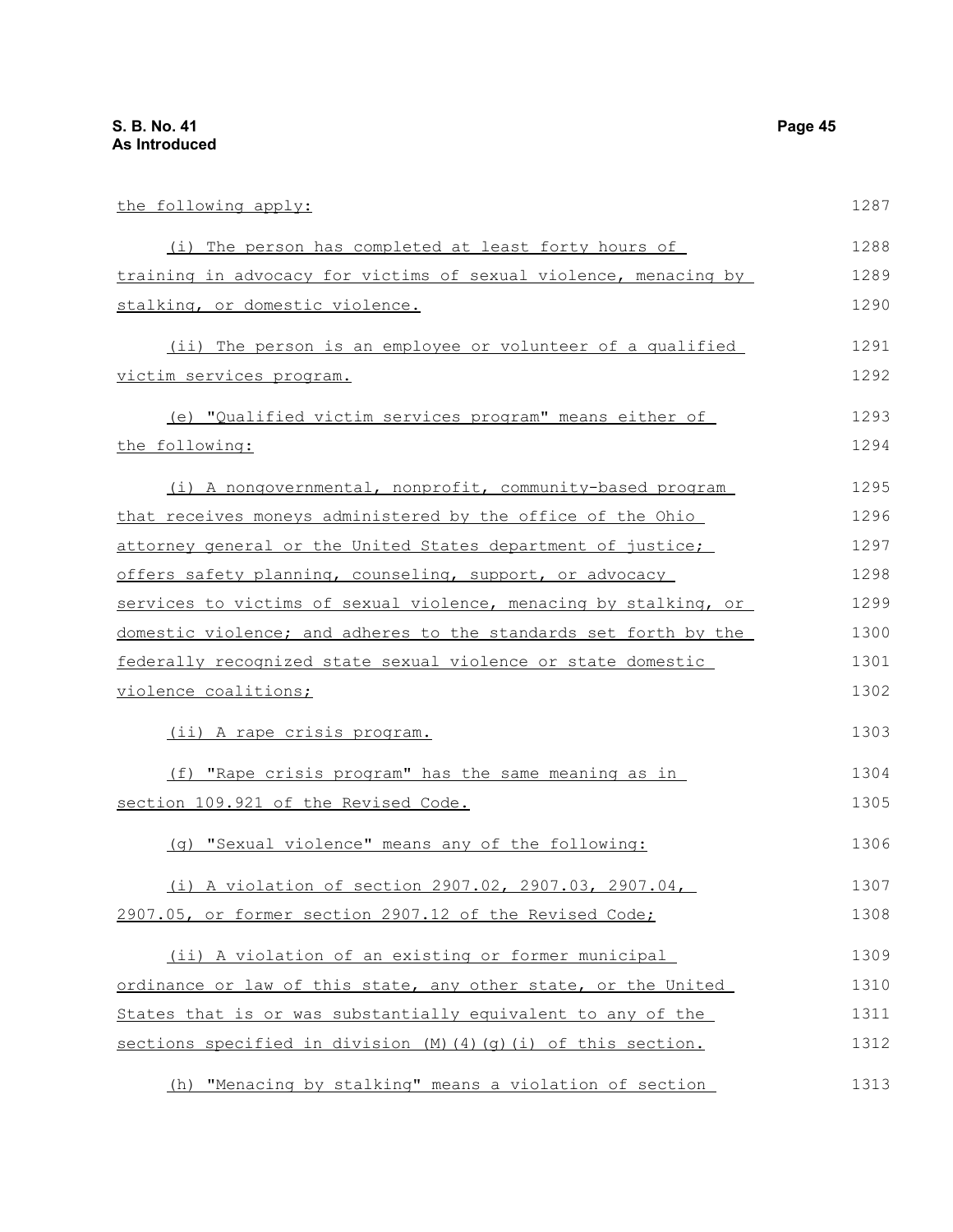the following apply:

(i) The person has completed at least forty hours of training in advocacy for victims of sexual violence, menacing by stalking, or domestic violence.

(ii) The person is an employee or volunteer of a qualified victim services program.

(e) "Qualified victim services program" means either of the following:

(i) A nongovernmental, nonprofit, community-based program that receives moneys administered by the office of the Ohio attorney general or the United States department of justice; offers safety planning, counseling, support, or advocacy services to victims of sexual violence, menacing by stalking, or domestic violence; and adheres to the standards set forth by the federally recognized state sexual violence or state domestic violence coalitions;

(ii) A rape crisis program.

(f) "Rape crisis program" has the same meaning as in section 109.921 of the Revised Code.

(g) "Sexual violence" means any of the following:

(i) A violation of section 2907.02, 2907.03, 2907.04, 2907.05, or former section 2907.12 of the Revised Code;

(ii) A violation of an existing or former municipal ordinance or law of this state, any other state, or the United States that is or was substantially equivalent to any of the sections specified in division (M)(4)(g)(i) of this section.

(h) "Menacing by stalking" means a violation of section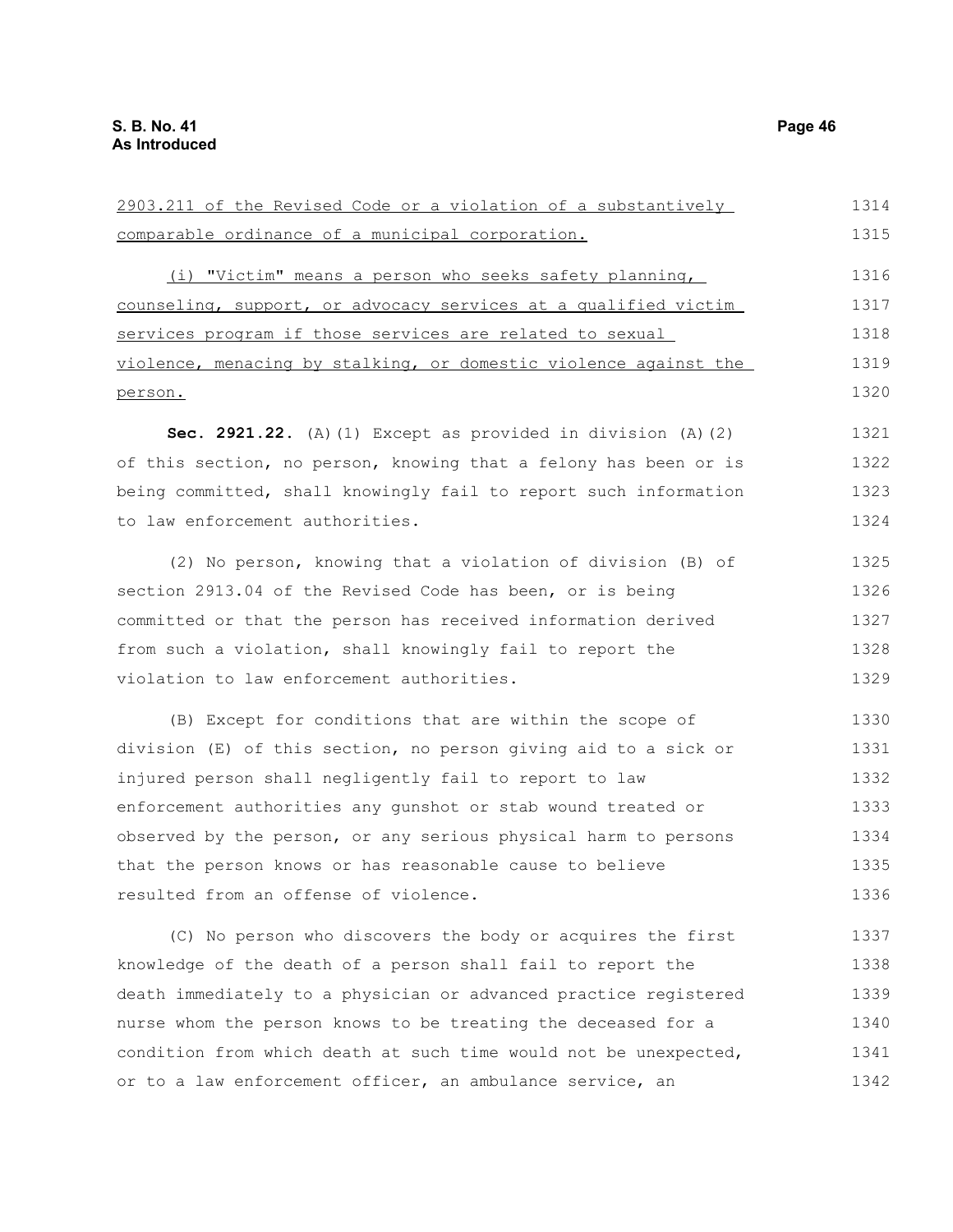2903.211 of the Revised Code or a violation of a substantively comparable ordinance of a municipal corporation.

(i) "Victim" means a person who seeks safety planning, counseling, support, or advocacy services at a qualified victim services program if those services are related to sexual violence, menacing by stalking, or domestic violence against the person.

**Sec. 2921.22.** (A)(1) Except as provided in division (A)(2) of this section, no person, knowing that a felony has been or is being committed, shall knowingly fail to report such information to law enforcement authorities.

(2) No person, knowing that a violation of division (B) of section 2913.04 of the Revised Code has been, or is being committed or that the person has received information derived from such a violation, shall knowingly fail to report the violation to law enforcement authorities.

(B) Except for conditions that are within the scope of division (E) of this section, no person giving aid to a sick or injured person shall negligently fail to report to law enforcement authorities any gunshot or stab wound treated or observed by the person, or any serious physical harm to persons that the person knows or has reasonable cause to believe resulted from an offense of violence.

(C) No person who discovers the body or acquires the first knowledge of the death of a person shall fail to report the death immediately to a physician or advanced practice registered nurse whom the person knows to be treating the deceased for a condition from which death at such time would not be unexpected, or to a law enforcement officer, an ambulance service, an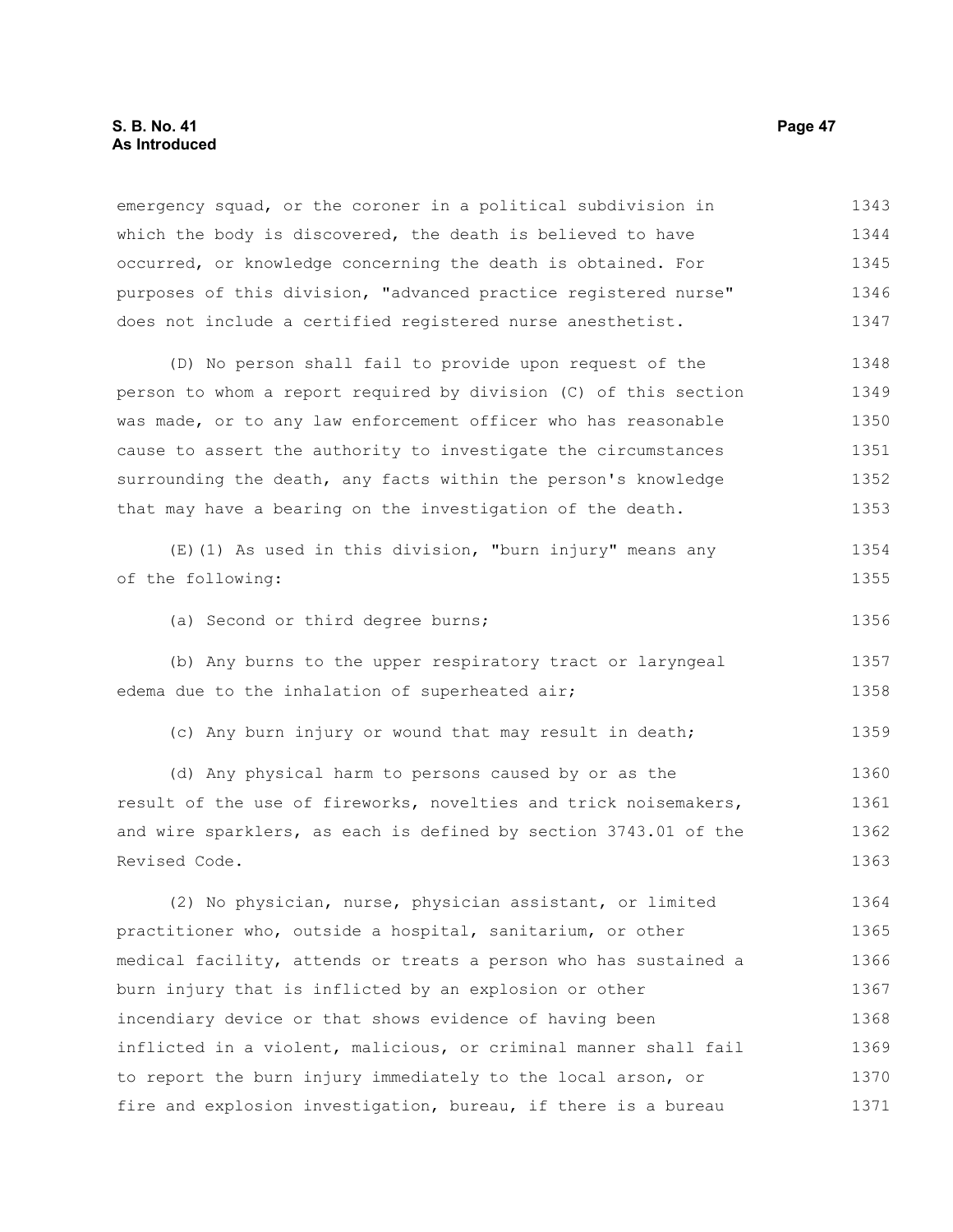emergency squad, or the coroner in a political subdivision in which the body is discovered, the death is believed to have occurred, or knowledge concerning the death is obtained. For purposes of this division, "advanced practice registered nurse" does not include a certified registered nurse anesthetist.

(D) No person shall fail to provide upon request of the person to whom a report required by division (C) of this section was made, or to any law enforcement officer who has reasonable cause to assert the authority to investigate the circumstances surrounding the death, any facts within the person's knowledge that may have a bearing on the investigation of the death.

(E)(1) As used in this division, "burn injury" means any of the following:

(a) Second or third degree burns;

(b) Any burns to the upper respiratory tract or laryngeal edema due to the inhalation of superheated air;

(c) Any burn injury or wound that may result in death;

(d) Any physical harm to persons caused by or as the result of the use of fireworks, novelties and trick noisemakers, and wire sparklers, as each is defined by section 3743.01 of the Revised Code.

(2) No physician, nurse, physician assistant, or limited practitioner who, outside a hospital, sanitarium, or other medical facility, attends or treats a person who has sustained a burn injury that is inflicted by an explosion or other incendiary device or that shows evidence of having been inflicted in a violent, malicious, or criminal manner shall fail to report the burn injury immediately to the local arson, or fire and explosion investigation, bureau, if there is a bureau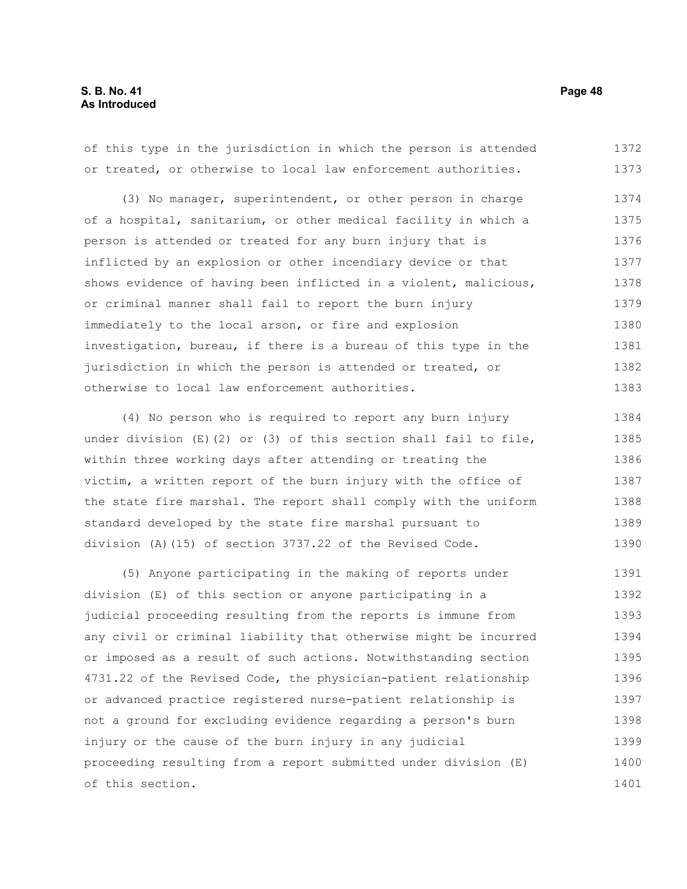of this type in the jurisdiction in which the person is attended or treated, or otherwise to local law enforcement authorities.

(3) No manager, superintendent, or other person in charge of a hospital, sanitarium, or other medical facility in which a person is attended or treated for any burn injury that is inflicted by an explosion or other incendiary device or that shows evidence of having been inflicted in a violent, malicious, or criminal manner shall fail to report the burn injury immediately to the local arson, or fire and explosion investigation, bureau, if there is a bureau of this type in the jurisdiction in which the person is attended or treated, or otherwise to local law enforcement authorities.

(4) No person who is required to report any burn injury under division (E)(2) or (3) of this section shall fail to file, within three working days after attending or treating the victim, a written report of the burn injury with the office of the state fire marshal. The report shall comply with the uniform standard developed by the state fire marshal pursuant to division (A)(15) of section 3737.22 of the Revised Code.

(5) Anyone participating in the making of reports under division (E) of this section or anyone participating in a judicial proceeding resulting from the reports is immune from any civil or criminal liability that otherwise might be incurred or imposed as a result of such actions. Notwithstanding section 4731.22 of the Revised Code, the physician-patient relationship or advanced practice registered nurse-patient relationship is not a ground for excluding evidence regarding a person's burn injury or the cause of the burn injury in any judicial proceeding resulting from a report submitted under division (E) of this section.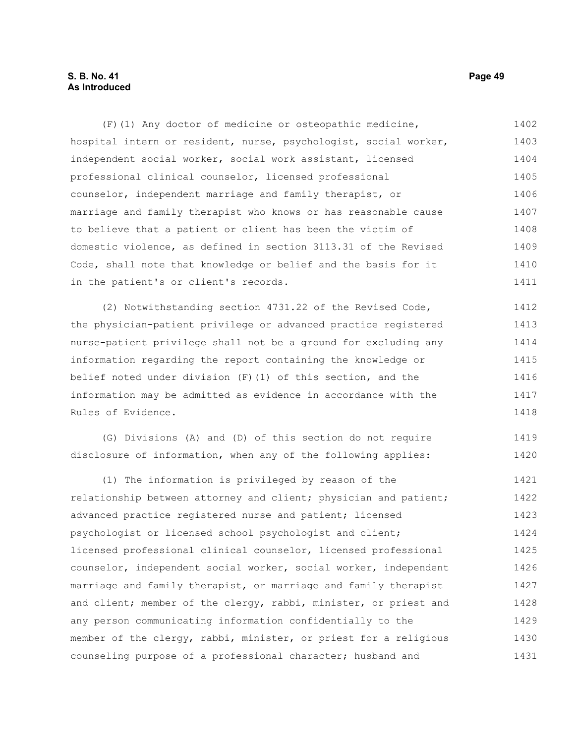(F)(1) Any doctor of medicine or osteopathic medicine, hospital intern or resident, nurse, psychologist, social worker, independent social worker, social work assistant, licensed professional clinical counselor, licensed professional counselor, independent marriage and family therapist, or marriage and family therapist who knows or has reasonable cause to believe that a patient or client has been the victim of domestic violence, as defined in section 3113.31 of the Revised Code, shall note that knowledge or belief and the basis for it in the patient's or client's records.

(2) Notwithstanding section 4731.22 of the Revised Code, the physician-patient privilege or advanced practice registered nurse-patient privilege shall not be a ground for excluding any information regarding the report containing the knowledge or belief noted under division (F)(1) of this section, and the information may be admitted as evidence in accordance with the Rules of Evidence.

(G) Divisions (A) and (D) of this section do not require disclosure of information, when any of the following applies:

(1) The information is privileged by reason of the relationship between attorney and client; physician and patient; advanced practice registered nurse and patient; licensed psychologist or licensed school psychologist and client; licensed professional clinical counselor, licensed professional counselor, independent social worker, social worker, independent marriage and family therapist, or marriage and family therapist and client; member of the clergy, rabbi, minister, or priest and any person communicating information confidentially to the member of the clergy, rabbi, minister, or priest for a religious counseling purpose of a professional character; husband and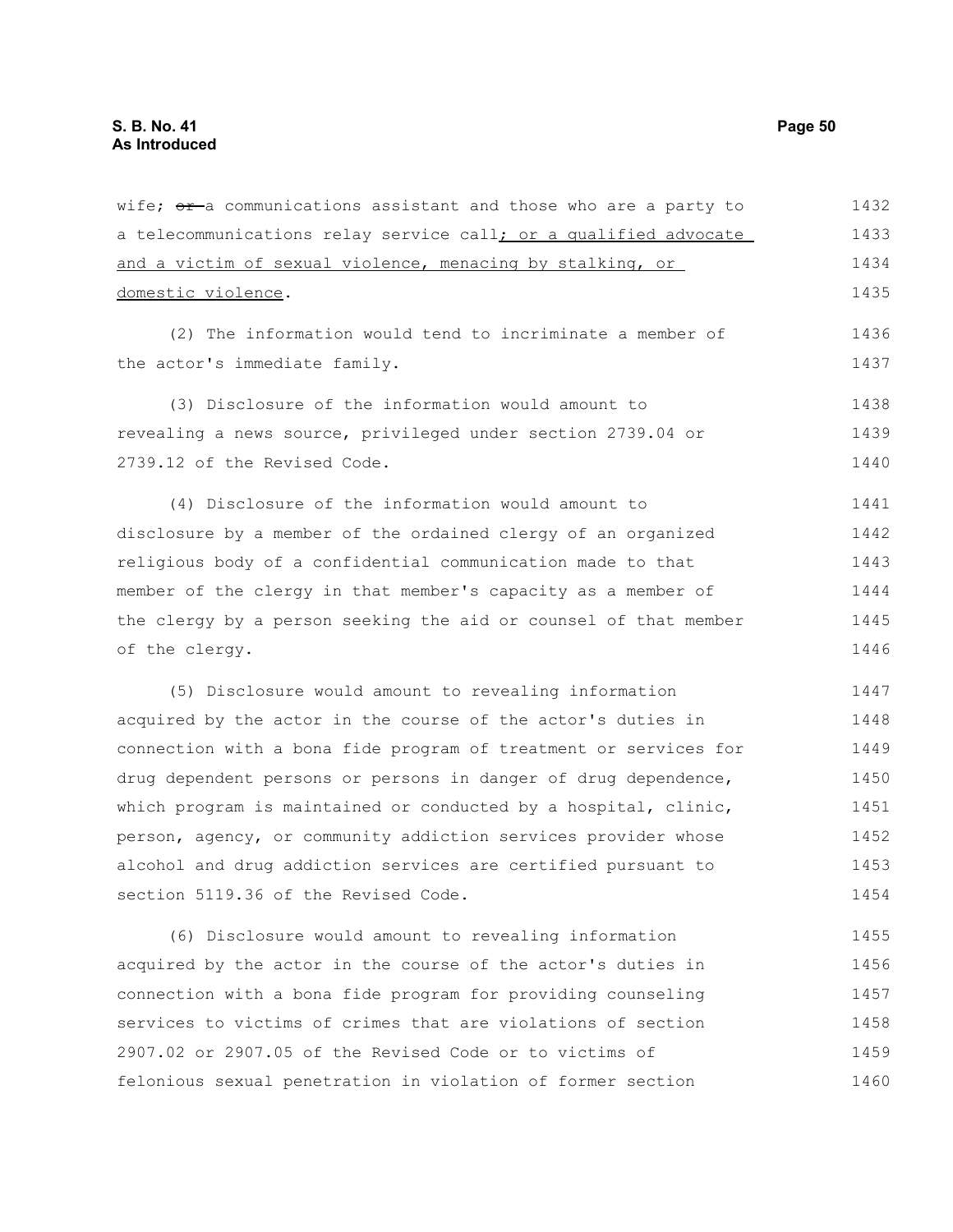wife; ~~or~~ a communications assistant and those who are a party to a telecommunications relay service call<u>; or a qualified advocate and a victim of sexual violence, menacing by stalking, or domestic violence</u>.

(2) The information would tend to incriminate a member of the actor's immediate family.

(3) Disclosure of the information would amount to revealing a news source, privileged under section 2739.04 or 2739.12 of the Revised Code.

(4) Disclosure of the information would amount to disclosure by a member of the ordained clergy of an organized religious body of a confidential communication made to that member of the clergy in that member's capacity as a member of the clergy by a person seeking the aid or counsel of that member of the clergy.

(5) Disclosure would amount to revealing information acquired by the actor in the course of the actor's duties in connection with a bona fide program of treatment or services for drug dependent persons or persons in danger of drug dependence, which program is maintained or conducted by a hospital, clinic, person, agency, or community addiction services provider whose alcohol and drug addiction services are certified pursuant to section 5119.36 of the Revised Code.

(6) Disclosure would amount to revealing information acquired by the actor in the course of the actor's duties in connection with a bona fide program for providing counseling services to victims of crimes that are violations of section 2907.02 or 2907.05 of the Revised Code or to victims of felonious sexual penetration in violation of former section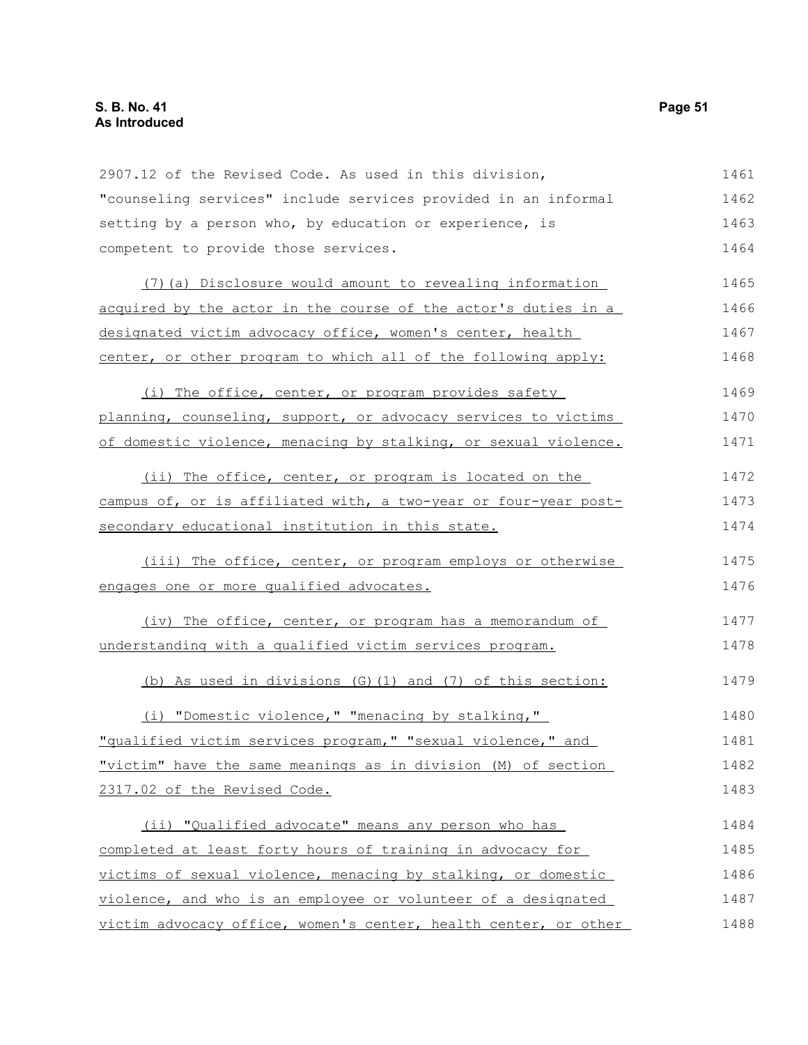2907.12 of the Revised Code. As used in this division, "counseling services" include services provided in an informal setting by a person who, by education or experience, is competent to provide those services.

(7)(a) Disclosure would amount to revealing information acquired by the actor in the course of the actor's duties in a designated victim advocacy office, women's center, health center, or other program to which all of the following apply:

(i) The office, center, or program provides safety planning, counseling, support, or advocacy services to victims of domestic violence, menacing by stalking, or sexual violence.

(ii) The office, center, or program is located on the campus of, or is affiliated with, a two-year or four-year post-secondary educational institution in this state.

(iii) The office, center, or program employs or otherwise engages one or more qualified advocates.

(iv) The office, center, or program has a memorandum of understanding with a qualified victim services program.

(b) As used in divisions (G)(1) and (7) of this section:

(i) "Domestic violence," "menacing by stalking," "qualified victim services program," "sexual violence," and "victim" have the same meanings as in division (M) of section 2317.02 of the Revised Code.

(ii) "Qualified advocate" means any person who has completed at least forty hours of training in advocacy for victims of sexual violence, menacing by stalking, or domestic violence, and who is an employee or volunteer of a designated victim advocacy office, women's center, health center, or other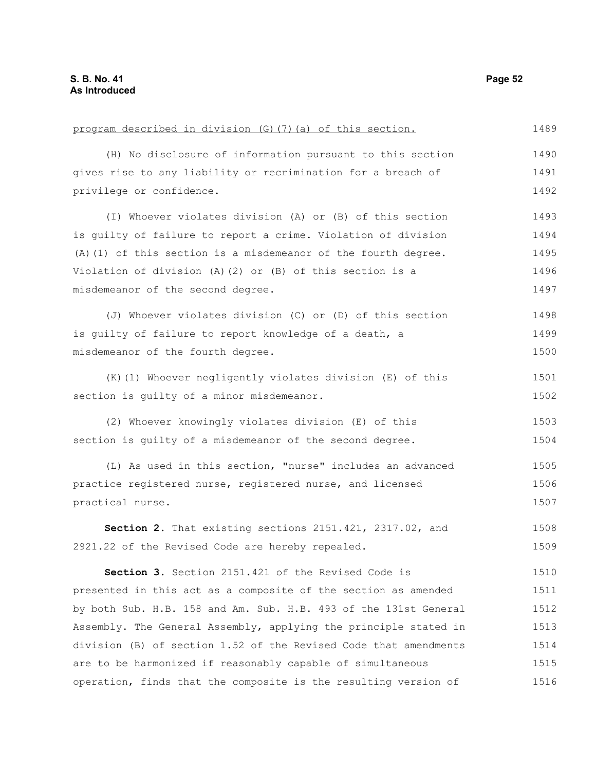<u>program described in division (G)(7)(a) of this section.</u>

(H) No disclosure of information pursuant to this section gives rise to any liability or recrimination for a breach of privilege or confidence.

(I) Whoever violates division (A) or (B) of this section is guilty of failure to report a crime. Violation of division (A)(1) of this section is a misdemeanor of the fourth degree. Violation of division (A)(2) or (B) of this section is a misdemeanor of the second degree.

(J) Whoever violates division (C) or (D) of this section is guilty of failure to report knowledge of a death, a misdemeanor of the fourth degree.

(K)(1) Whoever negligently violates division (E) of this section is guilty of a minor misdemeanor.

(2) Whoever knowingly violates division (E) of this section is guilty of a misdemeanor of the second degree.

(L) As used in this section, "nurse" includes an advanced practice registered nurse, registered nurse, and licensed practical nurse.

**Section 2.** That existing sections 2151.421, 2317.02, and 2921.22 of the Revised Code are hereby repealed.

**Section 3.** Section 2151.421 of the Revised Code is presented in this act as a composite of the section as amended by both Sub. H.B. 158 and Am. Sub. H.B. 493 of the 131st General Assembly. The General Assembly, applying the principle stated in division (B) of section 1.52 of the Revised Code that amendments are to be harmonized if reasonably capable of simultaneous operation, finds that the composite is the resulting version of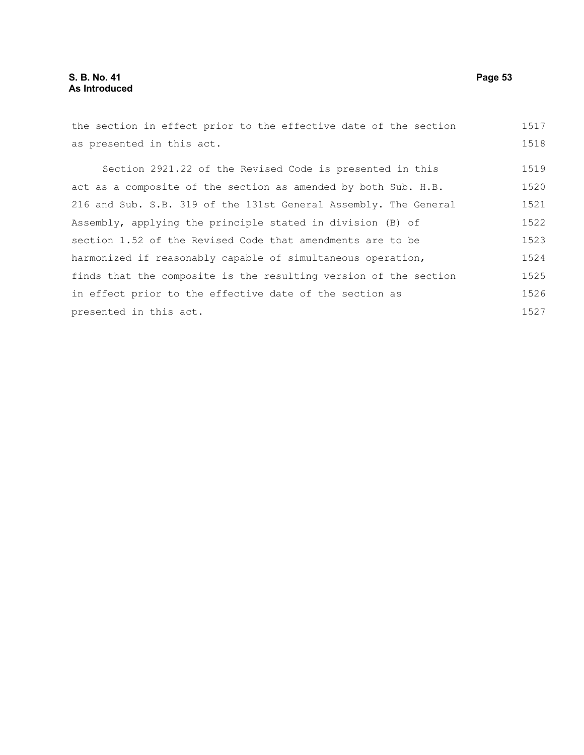the section in effect prior to the effective date of the section as presented in this act.

Section 2921.22 of the Revised Code is presented in this act as a composite of the section as amended by both Sub. H.B. 216 and Sub. S.B. 319 of the 131st General Assembly. The General Assembly, applying the principle stated in division (B) of section 1.52 of the Revised Code that amendments are to be harmonized if reasonably capable of simultaneous operation, finds that the composite is the resulting version of the section in effect prior to the effective date of the section as presented in this act.